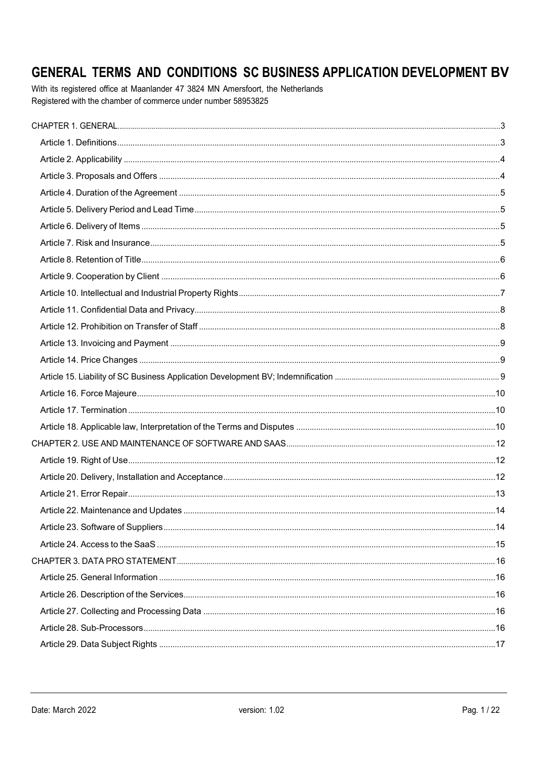# GENERAL TERMS AND CONDITIONS SC BUSINESS APPLICATION DEVELOPMENT BV

With its registered office at Maanlander 47 3824 MN Amersfoort, the Netherlands
Registered with the chamber of commerce under number 58953825

CHAPTER 1. GENERAL .......... 3
- Article 1. Definitions .......... 3
- Article 2. Applicability .......... 4
- Article 3. Proposals and Offers .......... 4
- Article 4. Duration of the Agreement .......... 5
- Article 5. Delivery Period and Lead Time .......... 5
- Article 6. Delivery of Items .......... 5
- Article 7. Risk and Insurance .......... 5
- Article 8. Retention of Title .......... 6
- Article 9. Cooperation by Client .......... 6
- Article 10. Intellectual and Industrial Property Rights .......... 7
- Article 11. Confidential Data and Privacy .......... 8
- Article 12. Prohibition on Transfer of Staff .......... 8
- Article 13. Invoicing and Payment .......... 9
- Article 14. Price Changes .......... 9
- Article 15. Liability of SC Business Application Development BV; Indemnification .......... 9
- Article 16. Force Majeure .......... 10
- Article 17. Termination .......... 10
- Article 18. Applicable law, Interpretation of the Terms and Disputes .......... 10

CHAPTER 2. USE AND MAINTENANCE OF SOFTWARE AND SAAS .......... 12
- Article 19. Right of Use .......... 12
- Article 20. Delivery, Installation and Acceptance .......... 12
- Article 21. Error Repair .......... 13
- Article 22. Maintenance and Updates .......... 14
- Article 23. Software of Suppliers .......... 14
- Article 24. Access to the SaaS .......... 15

CHAPTER 3. DATA PRO STATEMENT .......... 16
- Article 25. General Information .......... 16
- Article 26. Description of the Services .......... 16
- Article 27. Collecting and Processing Data .......... 16
- Article 28. Sub-Processors .......... 16
- Article 29. Data Subject Rights .......... 17

Date: March 2022 version: 1.02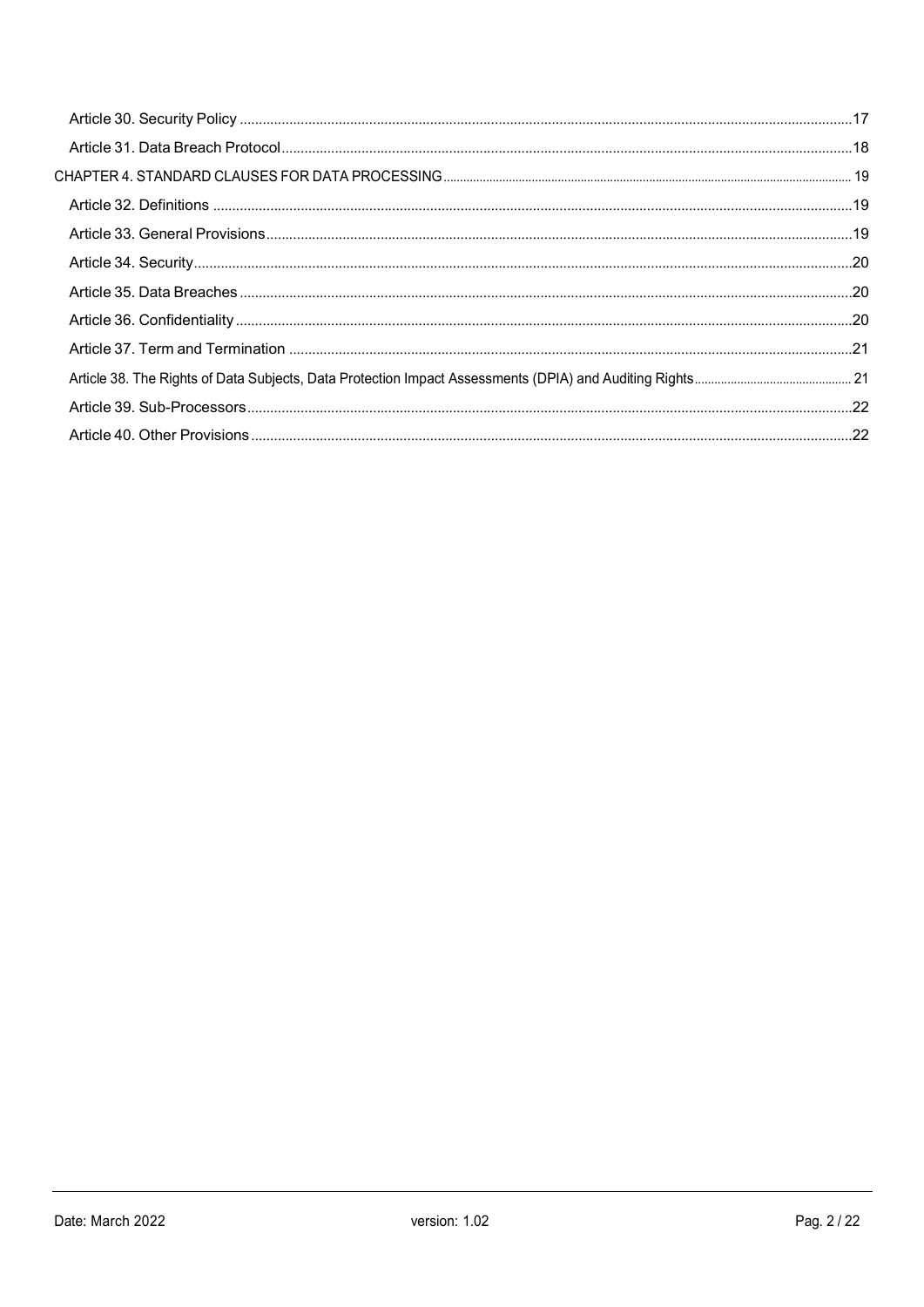Article 30. Security Policy ....................................................................................................................................................17

Article 31. Data Breach Protocol.............................................................................................................................................18

CHAPTER 4. STANDARD CLAUSES FOR DATA PROCESSING.......................................................................................................19

Article 32. Definitions ...........................................................................................................................................................19

Article 33. General Provisions.................................................................................................................................................19

Article 34. Security.................................................................................................................................................................20

Article 35. Data Breaches .......................................................................................................................................................20

Article 36. Confidentiality ......................................................................................................................................................20

Article 37. Term and Termination .........................................................................................................................................21

Article 38. The Rights of Data Subjects, Data Protection Impact Assessments (DPIA) and Auditing Rights......................................21

Article 39. Sub-Processors.......................................................................................................................................................22

Article 40. Other Provisions ....................................................................................................................................................22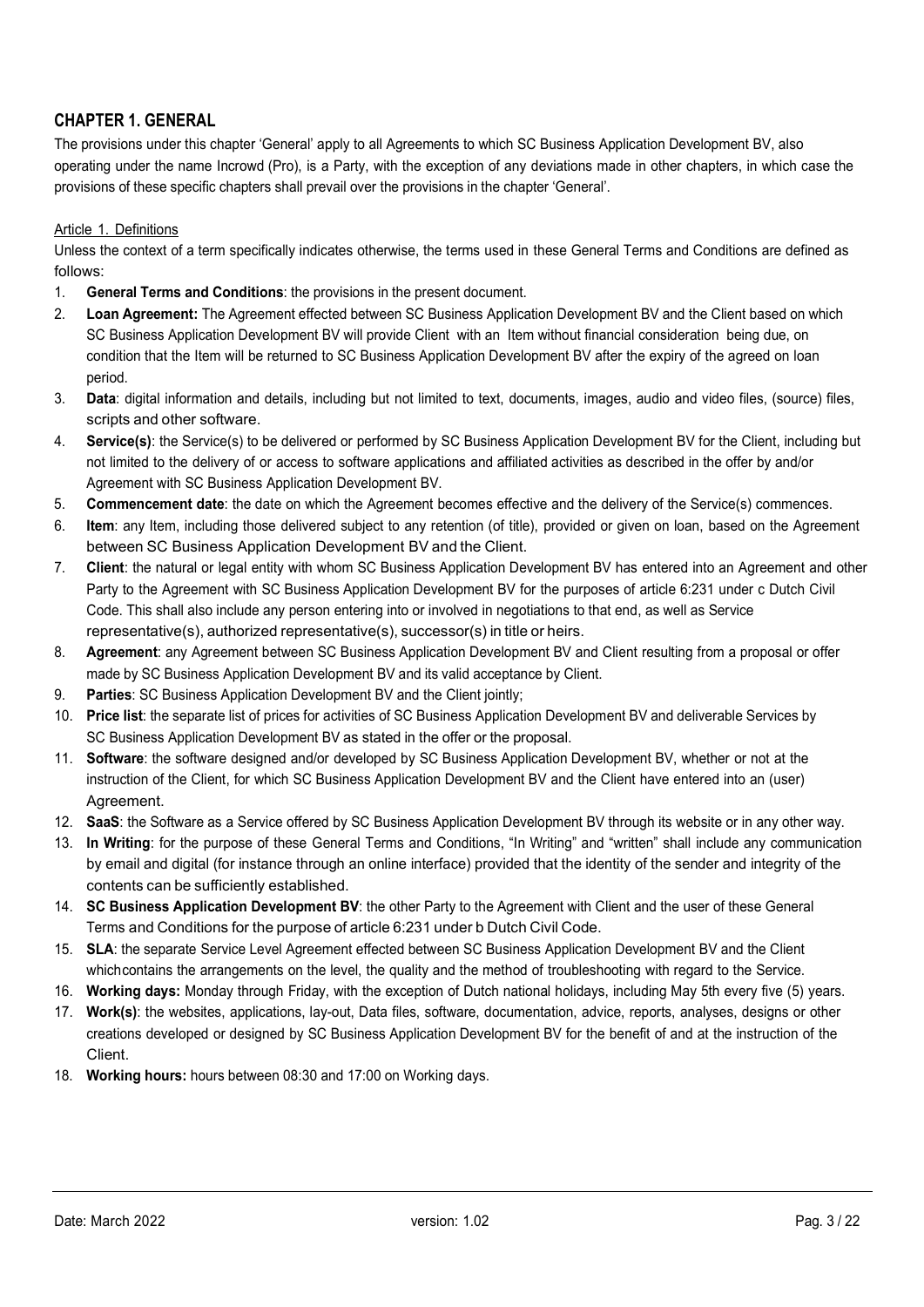## CHAPTER 1. GENERAL

The provisions under this chapter 'General' apply to all Agreements to which SC Business Application Development BV, also operating under the name Incrowd (Pro), is a Party, with the exception of any deviations made in other chapters, in which case the provisions of these specific chapters shall prevail over the provisions in the chapter 'General'.

### Article 1. Definitions

Unless the context of a term specifically indicates otherwise, the terms used in these General Terms and Conditions are defined as follows:

1. **General Terms and Conditions**: the provisions in the present document.
2. **Loan Agreement:** The Agreement effected between SC Business Application Development BV and the Client based on which SC Business Application Development BV will provide Client with an Item without financial consideration being due, on condition that the Item will be returned to SC Business Application Development BV after the expiry of the agreed on loan period.
3. **Data**: digital information and details, including but not limited to text, documents, images, audio and video files, (source) files, scripts and other software.
4. **Service(s)**: the Service(s) to be delivered or performed by SC Business Application Development BV for the Client, including but not limited to the delivery of or access to software applications and affiliated activities as described in the offer by and/or Agreement with SC Business Application Development BV.
5. **Commencement date**: the date on which the Agreement becomes effective and the delivery of the Service(s) commences.
6. **Item**: any Item, including those delivered subject to any retention (of title), provided or given on loan, based on the Agreement between SC Business Application Development BV and the Client.
7. **Client**: the natural or legal entity with whom SC Business Application Development BV has entered into an Agreement and other Party to the Agreement with SC Business Application Development BV for the purposes of article 6:231 under c Dutch Civil Code. This shall also include any person entering into or involved in negotiations to that end, as well as Service representative(s), authorized representative(s), successor(s) in title or heirs.
8. **Agreement**: any Agreement between SC Business Application Development BV and Client resulting from a proposal or offer made by SC Business Application Development BV and its valid acceptance by Client.
9. **Parties**: SC Business Application Development BV and the Client jointly;
10. **Price list**: the separate list of prices for activities of SC Business Application Development BV and deliverable Services by SC Business Application Development BV as stated in the offer or the proposal.
11. **Software**: the software designed and/or developed by SC Business Application Development BV, whether or not at the instruction of the Client, for which SC Business Application Development BV and the Client have entered into an (user) Agreement.
12. **SaaS**: the Software as a Service offered by SC Business Application Development BV through its website or in any other way.
13. **In Writing**: for the purpose of these General Terms and Conditions, "In Writing" and "written" shall include any communication by email and digital (for instance through an online interface) provided that the identity of the sender and integrity of the contents can be sufficiently established.
14. **SC Business Application Development BV**: the other Party to the Agreement with Client and the user of these General Terms and Conditions for the purpose of article 6:231 under b Dutch Civil Code.
15. **SLA**: the separate Service Level Agreement effected between SC Business Application Development BV and the Client whichcontains the arrangements on the level, the quality and the method of troubleshooting with regard to the Service.
16. **Working days:** Monday through Friday, with the exception of Dutch national holidays, including May 5th every five (5) years.
17. **Work(s)**: the websites, applications, lay-out, Data files, software, documentation, advice, reports, analyses, designs or other creations developed or designed by SC Business Application Development BV for the benefit of and at the instruction of the Client.
18. **Working hours:** hours between 08:30 and 17:00 on Working days.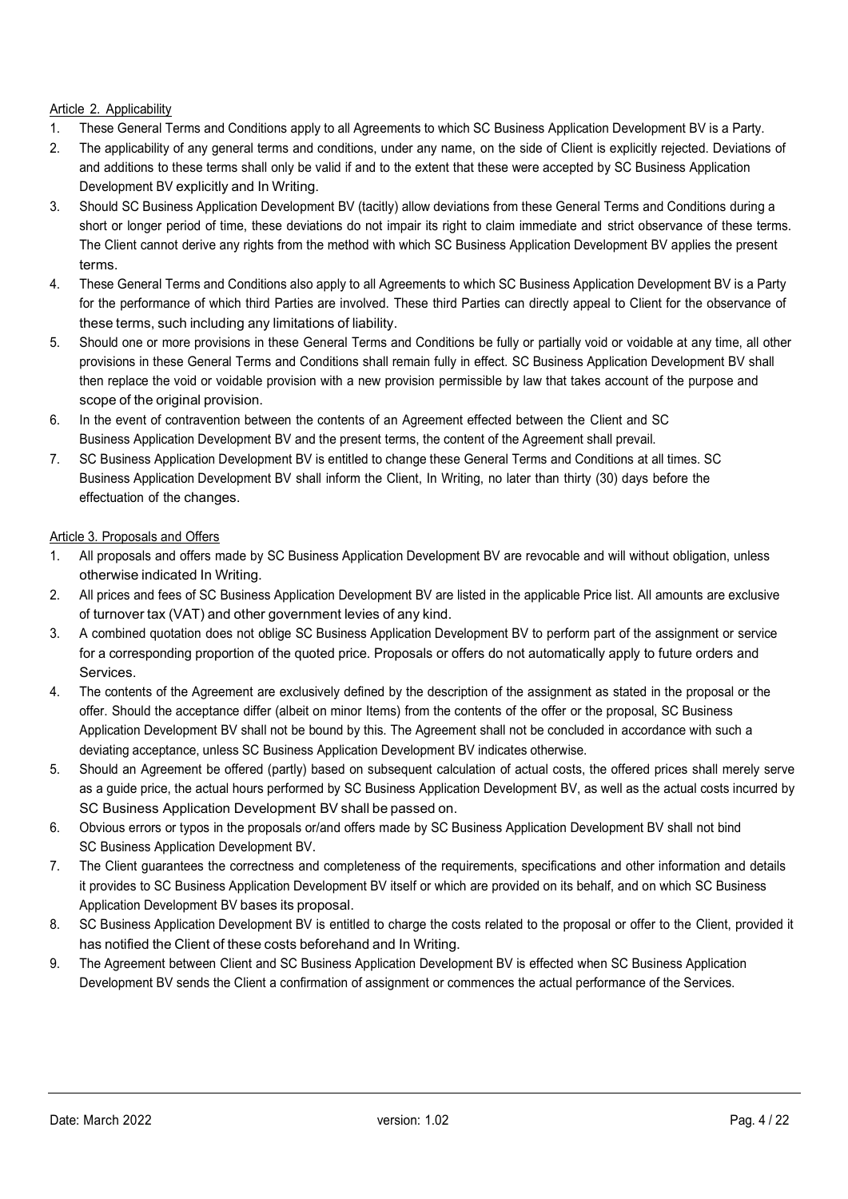Article 2. Applicability

1. These General Terms and Conditions apply to all Agreements to which SC Business Application Development BV is a Party.
2. The applicability of any general terms and conditions, under any name, on the side of Client is explicitly rejected. Deviations of and additions to these terms shall only be valid if and to the extent that these were accepted by SC Business Application Development BV explicitly and In Writing.
3. Should SC Business Application Development BV (tacitly) allow deviations from these General Terms and Conditions during a short or longer period of time, these deviations do not impair its right to claim immediate and strict observance of these terms. The Client cannot derive any rights from the method with which SC Business Application Development BV applies the present terms.
4. These General Terms and Conditions also apply to all Agreements to which SC Business Application Development BV is a Party for the performance of which third Parties are involved. These third Parties can directly appeal to Client for the observance of these terms, such including any limitations of liability.
5. Should one or more provisions in these General Terms and Conditions be fully or partially void or voidable at any time, all other provisions in these General Terms and Conditions shall remain fully in effect. SC Business Application Development BV shall then replace the void or voidable provision with a new provision permissible by law that takes account of the purpose and scope of the original provision.
6. In the event of contravention between the contents of an Agreement effected between the Client and SC Business Application Development BV and the present terms, the content of the Agreement shall prevail.
7. SC Business Application Development BV is entitled to change these General Terms and Conditions at all times. SC Business Application Development BV shall inform the Client, In Writing, no later than thirty (30) days before the effectuation of the changes.

Article 3. Proposals and Offers

1. All proposals and offers made by SC Business Application Development BV are revocable and will without obligation, unless otherwise indicated In Writing.
2. All prices and fees of SC Business Application Development BV are listed in the applicable Price list. All amounts are exclusive of turnover tax (VAT) and other government levies of any kind.
3. A combined quotation does not oblige SC Business Application Development BV to perform part of the assignment or service for a corresponding proportion of the quoted price. Proposals or offers do not automatically apply to future orders and Services.
4. The contents of the Agreement are exclusively defined by the description of the assignment as stated in the proposal or the offer. Should the acceptance differ (albeit on minor Items) from the contents of the offer or the proposal, SC Business Application Development BV shall not be bound by this. The Agreement shall not be concluded in accordance with such a deviating acceptance, unless SC Business Application Development BV indicates otherwise.
5. Should an Agreement be offered (partly) based on subsequent calculation of actual costs, the offered prices shall merely serve as a guide price, the actual hours performed by SC Business Application Development BV, as well as the actual costs incurred by SC Business Application Development BV shall be passed on.
6. Obvious errors or typos in the proposals or/and offers made by SC Business Application Development BV shall not bind SC Business Application Development BV.
7. The Client guarantees the correctness and completeness of the requirements, specifications and other information and details it provides to SC Business Application Development BV itself or which are provided on its behalf, and on which SC Business Application Development BV bases its proposal.
8. SC Business Application Development BV is entitled to charge the costs related to the proposal or offer to the Client, provided it has notified the Client of these costs beforehand and In Writing.
9. The Agreement between Client and SC Business Application Development BV is effected when SC Business Application Development BV sends the Client a confirmation of assignment or commences the actual performance of the Services.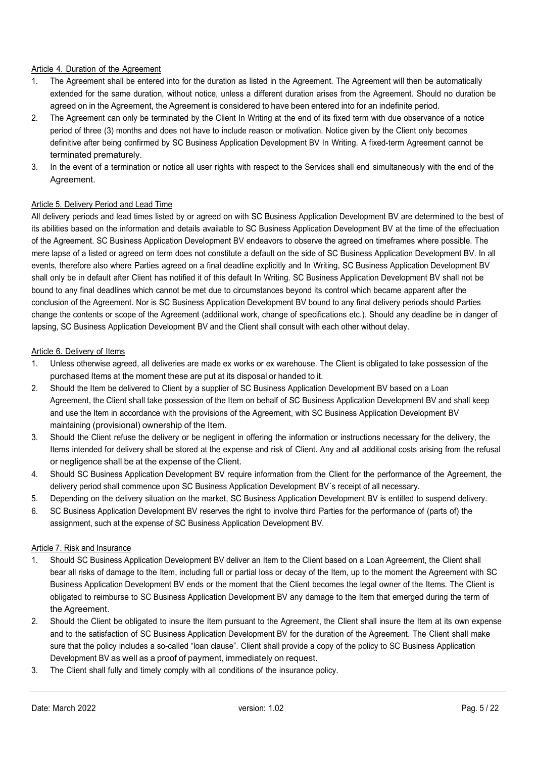Article 4. Duration of the Agreement

1. The Agreement shall be entered into for the duration as listed in the Agreement. The Agreement will then be automatically extended for the same duration, without notice, unless a different duration arises from the Agreement. Should no duration be agreed on in the Agreement, the Agreement is considered to have been entered into for an indefinite period.
2. The Agreement can only be terminated by the Client In Writing at the end of its fixed term with due observance of a notice period of three (3) months and does not have to include reason or motivation. Notice given by the Client only becomes definitive after being confirmed by SC Business Application Development BV In Writing. A fixed-term Agreement cannot be terminated prematurely.
3. In the event of a termination or notice all user rights with respect to the Services shall end simultaneously with the end of the Agreement.

Article 5. Delivery Period and Lead Time

All delivery periods and lead times listed by or agreed on with SC Business Application Development BV are determined to the best of its abilities based on the information and details available to SC Business Application Development BV at the time of the effectuation of the Agreement. SC Business Application Development BV endeavors to observe the agreed on timeframes where possible. The mere lapse of a listed or agreed on term does not constitute a default on the side of SC Business Application Development BV. In all events, therefore also where Parties agreed on a final deadline explicitly and In Writing, SC Business Application Development BV shall only be in default after Client has notified it of this default In Writing. SC Business Application Development BV shall not be bound to any final deadlines which cannot be met due to circumstances beyond its control which became apparent after the conclusion of the Agreement. Nor is SC Business Application Development BV bound to any final delivery periods should Parties change the contents or scope of the Agreement (additional work, change of specifications etc.). Should any deadline be in danger of lapsing, SC Business Application Development BV and the Client shall consult with each other without delay.

Article 6. Delivery of Items

1. Unless otherwise agreed, all deliveries are made ex works or ex warehouse. The Client is obligated to take possession of the purchased Items at the moment these are put at its disposal or handed to it.
2. Should the Item be delivered to Client by a supplier of SC Business Application Development BV based on a Loan Agreement, the Client shall take possession of the Item on behalf of SC Business Application Development BV and shall keep and use the Item in accordance with the provisions of the Agreement, with SC Business Application Development BV maintaining (provisional) ownership of the Item.
3. Should the Client refuse the delivery or be negligent in offering the information or instructions necessary for the delivery, the Items intended for delivery shall be stored at the expense and risk of Client. Any and all additional costs arising from the refusal or negligence shall be at the expense of the Client.
4. Should SC Business Application Development BV require information from the Client for the performance of the Agreement, the delivery period shall commence upon SC Business Application Development BV´s receipt of all necessary.
5. Depending on the delivery situation on the market, SC Business Application Development BV is entitled to suspend delivery.
6. SC Business Application Development BV reserves the right to involve third Parties for the performance of (parts of) the assignment, such at the expense of SC Business Application Development BV.

Article 7. Risk and Insurance

1. Should SC Business Application Development BV deliver an Item to the Client based on a Loan Agreement, the Client shall bear all risks of damage to the Item, including full or partial loss or decay of the Item, up to the moment the Agreement with SC Business Application Development BV ends or the moment that the Client becomes the legal owner of the Items. The Client is obligated to reimburse to SC Business Application Development BV any damage to the Item that emerged during the term of the Agreement.
2. Should the Client be obligated to insure the Item pursuant to the Agreement, the Client shall insure the Item at its own expense and to the satisfaction of SC Business Application Development BV for the duration of the Agreement. The Client shall make sure that the policy includes a so-called "loan clause". Client shall provide a copy of the policy to SC Business Application Development BV as well as a proof of payment, immediately on request.
3. The Client shall fully and timely comply with all conditions of the insurance policy.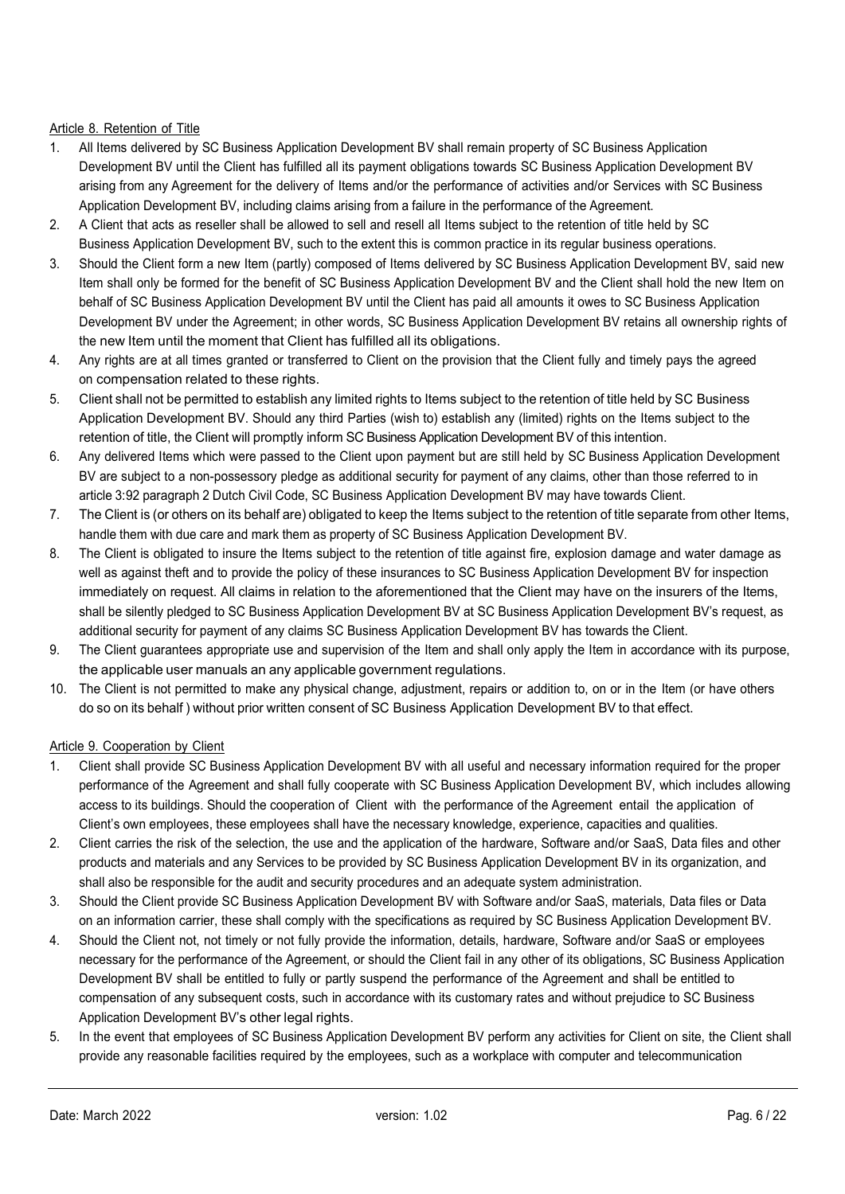Article 8. Retention of Title

1. All Items delivered by SC Business Application Development BV shall remain property of SC Business Application Development BV until the Client has fulfilled all its payment obligations towards SC Business Application Development BV arising from any Agreement for the delivery of Items and/or the performance of activities and/or Services with SC Business Application Development BV, including claims arising from a failure in the performance of the Agreement.
2. A Client that acts as reseller shall be allowed to sell and resell all Items subject to the retention of title held by SC Business Application Development BV, such to the extent this is common practice in its regular business operations.
3. Should the Client form a new Item (partly) composed of Items delivered by SC Business Application Development BV, said new Item shall only be formed for the benefit of SC Business Application Development BV and the Client shall hold the new Item on behalf of SC Business Application Development BV until the Client has paid all amounts it owes to SC Business Application Development BV under the Agreement; in other words, SC Business Application Development BV retains all ownership rights of the new Item until the moment that Client has fulfilled all its obligations.
4. Any rights are at all times granted or transferred to Client on the provision that the Client fully and timely pays the agreed on compensation related to these rights.
5. Client shall not be permitted to establish any limited rights to Items subject to the retention of title held by SC Business Application Development BV. Should any third Parties (wish to) establish any (limited) rights on the Items subject to the retention of title, the Client will promptly inform SC Business Application Development BV of this intention.
6. Any delivered Items which were passed to the Client upon payment but are still held by SC Business Application Development BV are subject to a non-possessory pledge as additional security for payment of any claims, other than those referred to in article 3:92 paragraph 2 Dutch Civil Code, SC Business Application Development BV may have towards Client.
7. The Client is (or others on its behalf are) obligated to keep the Items subject to the retention of title separate from other Items, handle them with due care and mark them as property of SC Business Application Development BV.
8. The Client is obligated to insure the Items subject to the retention of title against fire, explosion damage and water damage as well as against theft and to provide the policy of these insurances to SC Business Application Development BV for inspection immediately on request. All claims in relation to the aforementioned that the Client may have on the insurers of the Items, shall be silently pledged to SC Business Application Development BV at SC Business Application Development BV's request, as additional security for payment of any claims SC Business Application Development BV has towards the Client.
9. The Client guarantees appropriate use and supervision of the Item and shall only apply the Item in accordance with its purpose, the applicable user manuals an any applicable government regulations.
10. The Client is not permitted to make any physical change, adjustment, repairs or addition to, on or in the Item (or have others do so on its behalf ) without prior written consent of SC Business Application Development BV to that effect.

Article 9. Cooperation by Client

1. Client shall provide SC Business Application Development BV with all useful and necessary information required for the proper performance of the Agreement and shall fully cooperate with SC Business Application Development BV, which includes allowing access to its buildings. Should the cooperation of Client with the performance of the Agreement entail the application of Client's own employees, these employees shall have the necessary knowledge, experience, capacities and qualities.
2. Client carries the risk of the selection, the use and the application of the hardware, Software and/or SaaS, Data files and other products and materials and any Services to be provided by SC Business Application Development BV in its organization, and shall also be responsible for the audit and security procedures and an adequate system administration.
3. Should the Client provide SC Business Application Development BV with Software and/or SaaS, materials, Data files or Data on an information carrier, these shall comply with the specifications as required by SC Business Application Development BV.
4. Should the Client not, not timely or not fully provide the information, details, hardware, Software and/or SaaS or employees necessary for the performance of the Agreement, or should the Client fail in any other of its obligations, SC Business Application Development BV shall be entitled to fully or partly suspend the performance of the Agreement and shall be entitled to compensation of any subsequent costs, such in accordance with its customary rates and without prejudice to SC Business Application Development BV's other legal rights.
5. In the event that employees of SC Business Application Development BV perform any activities for Client on site, the Client shall provide any reasonable facilities required by the employees, such as a workplace with computer and telecommunication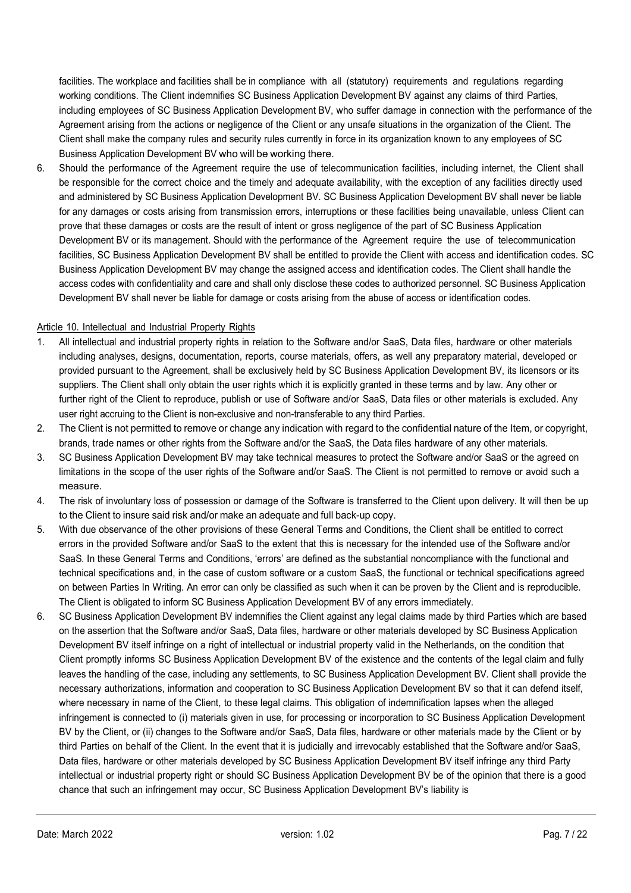facilities. The workplace and facilities shall be in compliance with all (statutory) requirements and regulations regarding working conditions. The Client indemnifies SC Business Application Development BV against any claims of third Parties, including employees of SC Business Application Development BV, who suffer damage in connection with the performance of the Agreement arising from the actions or negligence of the Client or any unsafe situations in the organization of the Client. The Client shall make the company rules and security rules currently in force in its organization known to any employees of SC Business Application Development BV who will be working there.

6. Should the performance of the Agreement require the use of telecommunication facilities, including internet, the Client shall be responsible for the correct choice and the timely and adequate availability, with the exception of any facilities directly used and administered by SC Business Application Development BV. SC Business Application Development BV shall never be liable for any damages or costs arising from transmission errors, interruptions or these facilities being unavailable, unless Client can prove that these damages or costs are the result of intent or gross negligence of the part of SC Business Application Development BV or its management. Should with the performance of the Agreement require the use of telecommunication facilities, SC Business Application Development BV shall be entitled to provide the Client with access and identification codes. SC Business Application Development BV may change the assigned access and identification codes. The Client shall handle the access codes with confidentiality and care and shall only disclose these codes to authorized personnel. SC Business Application Development BV shall never be liable for damage or costs arising from the abuse of access or identification codes.

Article 10. Intellectual and Industrial Property Rights

1. All intellectual and industrial property rights in relation to the Software and/or SaaS, Data files, hardware or other materials including analyses, designs, documentation, reports, course materials, offers, as well any preparatory material, developed or provided pursuant to the Agreement, shall be exclusively held by SC Business Application Development BV, its licensors or its suppliers. The Client shall only obtain the user rights which it is explicitly granted in these terms and by law. Any other or further right of the Client to reproduce, publish or use of Software and/or SaaS, Data files or other materials is excluded. Any user right accruing to the Client is non-exclusive and non-transferable to any third Parties.
2. The Client is not permitted to remove or change any indication with regard to the confidential nature of the Item, or copyright, brands, trade names or other rights from the Software and/or the SaaS, the Data files hardware of any other materials.
3. SC Business Application Development BV may take technical measures to protect the Software and/or SaaS or the agreed on limitations in the scope of the user rights of the Software and/or SaaS. The Client is not permitted to remove or avoid such a measure.
4. The risk of involuntary loss of possession or damage of the Software is transferred to the Client upon delivery. It will then be up to the Client to insure said risk and/or make an adequate and full back-up copy.
5. With due observance of the other provisions of these General Terms and Conditions, the Client shall be entitled to correct errors in the provided Software and/or SaaS to the extent that this is necessary for the intended use of the Software and/or SaaS. In these General Terms and Conditions, 'errors' are defined as the substantial noncompliance with the functional and technical specifications and, in the case of custom software or a custom SaaS, the functional or technical specifications agreed on between Parties In Writing. An error can only be classified as such when it can be proven by the Client and is reproducible. The Client is obligated to inform SC Business Application Development BV of any errors immediately.
6. SC Business Application Development BV indemnifies the Client against any legal claims made by third Parties which are based on the assertion that the Software and/or SaaS, Data files, hardware or other materials developed by SC Business Application Development BV itself infringe on a right of intellectual or industrial property valid in the Netherlands, on the condition that Client promptly informs SC Business Application Development BV of the existence and the contents of the legal claim and fully leaves the handling of the case, including any settlements, to SC Business Application Development BV. Client shall provide the necessary authorizations, information and cooperation to SC Business Application Development BV so that it can defend itself, where necessary in name of the Client, to these legal claims. This obligation of indemnification lapses when the alleged infringement is connected to (i) materials given in use, for processing or incorporation to SC Business Application Development BV by the Client, or (ii) changes to the Software and/or SaaS, Data files, hardware or other materials made by the Client or by third Parties on behalf of the Client. In the event that it is judicially and irrevocably established that the Software and/or SaaS, Data files, hardware or other materials developed by SC Business Application Development BV itself infringe any third Party intellectual or industrial property right or should SC Business Application Development BV be of the opinion that there is a good chance that such an infringement may occur, SC Business Application Development BV's liability is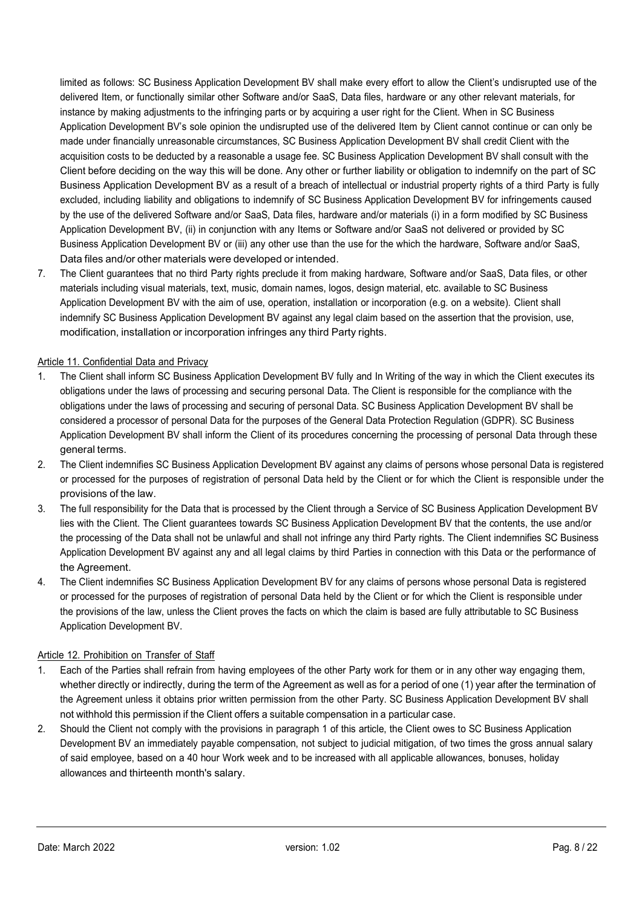limited as follows: SC Business Application Development BV shall make every effort to allow the Client's undisrupted use of the delivered Item, or functionally similar other Software and/or SaaS, Data files, hardware or any other relevant materials, for instance by making adjustments to the infringing parts or by acquiring a user right for the Client. When in SC Business Application Development BV's sole opinion the undisrupted use of the delivered Item by Client cannot continue or can only be made under financially unreasonable circumstances, SC Business Application Development BV shall credit Client with the acquisition costs to be deducted by a reasonable a usage fee. SC Business Application Development BV shall consult with the Client before deciding on the way this will be done. Any other or further liability or obligation to indemnify on the part of SC Business Application Development BV as a result of a breach of intellectual or industrial property rights of a third Party is fully excluded, including liability and obligations to indemnify of SC Business Application Development BV for infringements caused by the use of the delivered Software and/or SaaS, Data files, hardware and/or materials (i) in a form modified by SC Business Application Development BV, (ii) in conjunction with any Items or Software and/or SaaS not delivered or provided by SC Business Application Development BV or (iii) any other use than the use for the which the hardware, Software and/or SaaS, Data files and/or other materials were developed or intended.

7. The Client guarantees that no third Party rights preclude it from making hardware, Software and/or SaaS, Data files, or other materials including visual materials, text, music, domain names, logos, design material, etc. available to SC Business Application Development BV with the aim of use, operation, installation or incorporation (e.g. on a website). Client shall indemnify SC Business Application Development BV against any legal claim based on the assertion that the provision, use, modification, installation or incorporation infringes any third Party rights.

## Article 11. Confidential Data and Privacy

1. The Client shall inform SC Business Application Development BV fully and In Writing of the way in which the Client executes its obligations under the laws of processing and securing personal Data. The Client is responsible for the compliance with the obligations under the laws of processing and securing of personal Data. SC Business Application Development BV shall be considered a processor of personal Data for the purposes of the General Data Protection Regulation (GDPR). SC Business Application Development BV shall inform the Client of its procedures concerning the processing of personal Data through these general terms.
2. The Client indemnifies SC Business Application Development BV against any claims of persons whose personal Data is registered or processed for the purposes of registration of personal Data held by the Client or for which the Client is responsible under the provisions of the law.
3. The full responsibility for the Data that is processed by the Client through a Service of SC Business Application Development BV lies with the Client. The Client guarantees towards SC Business Application Development BV that the contents, the use and/or the processing of the Data shall not be unlawful and shall not infringe any third Party rights. The Client indemnifies SC Business Application Development BV against any and all legal claims by third Parties in connection with this Data or the performance of the Agreement.
4. The Client indemnifies SC Business Application Development BV for any claims of persons whose personal Data is registered or processed for the purposes of registration of personal Data held by the Client or for which the Client is responsible under the provisions of the law, unless the Client proves the facts on which the claim is based are fully attributable to SC Business Application Development BV.

## Article 12. Prohibition on Transfer of Staff

1. Each of the Parties shall refrain from having employees of the other Party work for them or in any other way engaging them, whether directly or indirectly, during the term of the Agreement as well as for a period of one (1) year after the termination of the Agreement unless it obtains prior written permission from the other Party. SC Business Application Development BV shall not withhold this permission if the Client offers a suitable compensation in a particular case.
2. Should the Client not comply with the provisions in paragraph 1 of this article, the Client owes to SC Business Application Development BV an immediately payable compensation, not subject to judicial mitigation, of two times the gross annual salary of said employee, based on a 40 hour Work week and to be increased with all applicable allowances, bonuses, holiday allowances and thirteenth month's salary.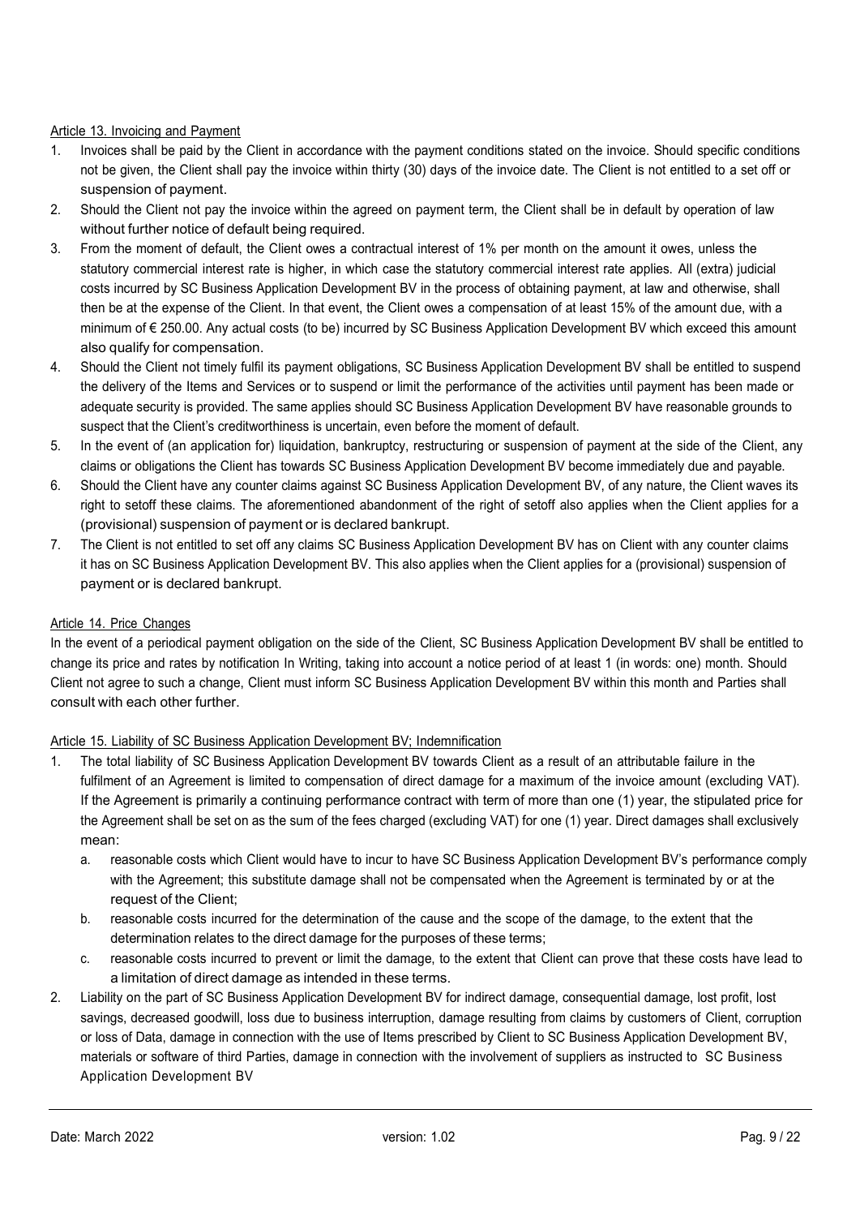Article 13. Invoicing and Payment

1. Invoices shall be paid by the Client in accordance with the payment conditions stated on the invoice. Should specific conditions not be given, the Client shall pay the invoice within thirty (30) days of the invoice date. The Client is not entitled to a set off or suspension of payment.
2. Should the Client not pay the invoice within the agreed on payment term, the Client shall be in default by operation of law without further notice of default being required.
3. From the moment of default, the Client owes a contractual interest of 1% per month on the amount it owes, unless the statutory commercial interest rate is higher, in which case the statutory commercial interest rate applies. All (extra) judicial costs incurred by SC Business Application Development BV in the process of obtaining payment, at law and otherwise, shall then be at the expense of the Client. In that event, the Client owes a compensation of at least 15% of the amount due, with a minimum of € 250.00. Any actual costs (to be) incurred by SC Business Application Development BV which exceed this amount also qualify for compensation.
4. Should the Client not timely fulfil its payment obligations, SC Business Application Development BV shall be entitled to suspend the delivery of the Items and Services or to suspend or limit the performance of the activities until payment has been made or adequate security is provided. The same applies should SC Business Application Development BV have reasonable grounds to suspect that the Client's creditworthiness is uncertain, even before the moment of default.
5. In the event of (an application for) liquidation, bankruptcy, restructuring or suspension of payment at the side of the Client, any claims or obligations the Client has towards SC Business Application Development BV become immediately due and payable.
6. Should the Client have any counter claims against SC Business Application Development BV, of any nature, the Client waves its right to setoff these claims. The aforementioned abandonment of the right of setoff also applies when the Client applies for a (provisional) suspension of payment or is declared bankrupt.
7. The Client is not entitled to set off any claims SC Business Application Development BV has on Client with any counter claims it has on SC Business Application Development BV. This also applies when the Client applies for a (provisional) suspension of payment or is declared bankrupt.

Article 14. Price Changes

In the event of a periodical payment obligation on the side of the Client, SC Business Application Development BV shall be entitled to change its price and rates by notification In Writing, taking into account a notice period of at least 1 (in words: one) month. Should Client not agree to such a change, Client must inform SC Business Application Development BV within this month and Parties shall consult with each other further.

Article 15. Liability of SC Business Application Development BV; Indemnification

1. The total liability of SC Business Application Development BV towards Client as a result of an attributable failure in the fulfilment of an Agreement is limited to compensation of direct damage for a maximum of the invoice amount (excluding VAT). If the Agreement is primarily a continuing performance contract with term of more than one (1) year, the stipulated price for the Agreement shall be set on as the sum of the fees charged (excluding VAT) for one (1) year. Direct damages shall exclusively mean:
   a. reasonable costs which Client would have to incur to have SC Business Application Development BV's performance comply with the Agreement; this substitute damage shall not be compensated when the Agreement is terminated by or at the request of the Client;
   b. reasonable costs incurred for the determination of the cause and the scope of the damage, to the extent that the determination relates to the direct damage for the purposes of these terms;
   c. reasonable costs incurred to prevent or limit the damage, to the extent that Client can prove that these costs have lead to a limitation of direct damage as intended in these terms.
2. Liability on the part of SC Business Application Development BV for indirect damage, consequential damage, lost profit, lost savings, decreased goodwill, loss due to business interruption, damage resulting from claims by customers of Client, corruption or loss of Data, damage in connection with the use of Items prescribed by Client to SC Business Application Development BV, materials or software of third Parties, damage in connection with the involvement of suppliers as instructed to SC Business Application Development BV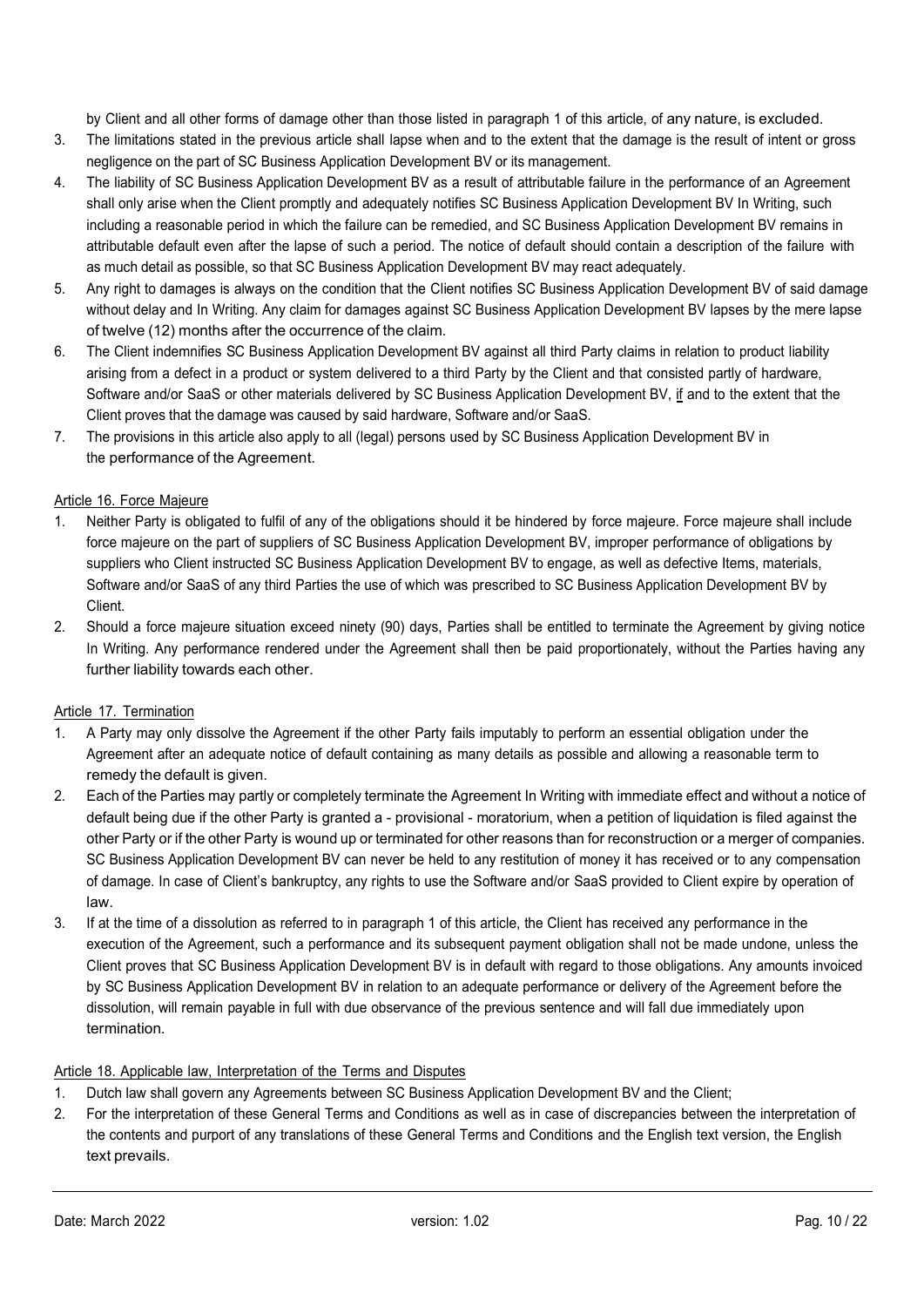by Client and all other forms of damage other than those listed in paragraph 1 of this article, of any nature, is excluded.

3. The limitations stated in the previous article shall lapse when and to the extent that the damage is the result of intent or gross negligence on the part of SC Business Application Development BV or its management.
4. The liability of SC Business Application Development BV as a result of attributable failure in the performance of an Agreement shall only arise when the Client promptly and adequately notifies SC Business Application Development BV In Writing, such including a reasonable period in which the failure can be remedied, and SC Business Application Development BV remains in attributable default even after the lapse of such a period. The notice of default should contain a description of the failure with as much detail as possible, so that SC Business Application Development BV may react adequately.
5. Any right to damages is always on the condition that the Client notifies SC Business Application Development BV of said damage without delay and In Writing. Any claim for damages against SC Business Application Development BV lapses by the mere lapse of twelve (12) months after the occurrence of the claim.
6. The Client indemnifies SC Business Application Development BV against all third Party claims in relation to product liability arising from a defect in a product or system delivered to a third Party by the Client and that consisted partly of hardware, Software and/or SaaS or other materials delivered by SC Business Application Development BV, if and to the extent that the Client proves that the damage was caused by said hardware, Software and/or SaaS.
7. The provisions in this article also apply to all (legal) persons used by SC Business Application Development BV in the performance of the Agreement.

## Article 16. Force Majeure

1. Neither Party is obligated to fulfil of any of the obligations should it be hindered by force majeure. Force majeure shall include force majeure on the part of suppliers of SC Business Application Development BV, improper performance of obligations by suppliers who Client instructed SC Business Application Development BV to engage, as well as defective Items, materials, Software and/or SaaS of any third Parties the use of which was prescribed to SC Business Application Development BV by Client.
2. Should a force majeure situation exceed ninety (90) days, Parties shall be entitled to terminate the Agreement by giving notice In Writing. Any performance rendered under the Agreement shall then be paid proportionately, without the Parties having any further liability towards each other.

## Article 17. Termination

1. A Party may only dissolve the Agreement if the other Party fails imputably to perform an essential obligation under the Agreement after an adequate notice of default containing as many details as possible and allowing a reasonable term to remedy the default is given.
2. Each of the Parties may partly or completely terminate the Agreement In Writing with immediate effect and without a notice of default being due if the other Party is granted a - provisional - moratorium, when a petition of liquidation is filed against the other Party or if the other Party is wound up or terminated for other reasons than for reconstruction or a merger of companies. SC Business Application Development BV can never be held to any restitution of money it has received or to any compensation of damage. In case of Client's bankruptcy, any rights to use the Software and/or SaaS provided to Client expire by operation of law.
3. If at the time of a dissolution as referred to in paragraph 1 of this article, the Client has received any performance in the execution of the Agreement, such a performance and its subsequent payment obligation shall not be made undone, unless the Client proves that SC Business Application Development BV is in default with regard to those obligations. Any amounts invoiced by SC Business Application Development BV in relation to an adequate performance or delivery of the Agreement before the dissolution, will remain payable in full with due observance of the previous sentence and will fall due immediately upon termination.

## Article 18. Applicable law, Interpretation of the Terms and Disputes

1. Dutch law shall govern any Agreements between SC Business Application Development BV and the Client;
2. For the interpretation of these General Terms and Conditions as well as in case of discrepancies between the interpretation of the contents and purport of any translations of these General Terms and Conditions and the English text version, the English text prevails.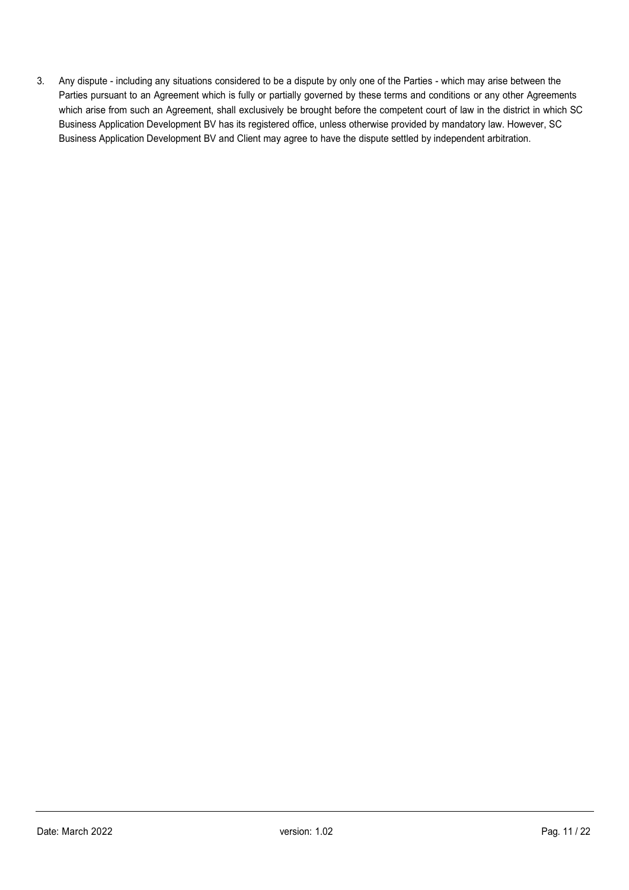3. Any dispute - including any situations considered to be a dispute by only one of the Parties - which may arise between the Parties pursuant to an Agreement which is fully or partially governed by these terms and conditions or any other Agreements which arise from such an Agreement, shall exclusively be brought before the competent court of law in the district in which SC Business Application Development BV has its registered office, unless otherwise provided by mandatory law. However, SC Business Application Development BV and Client may agree to have the dispute settled by independent arbitration.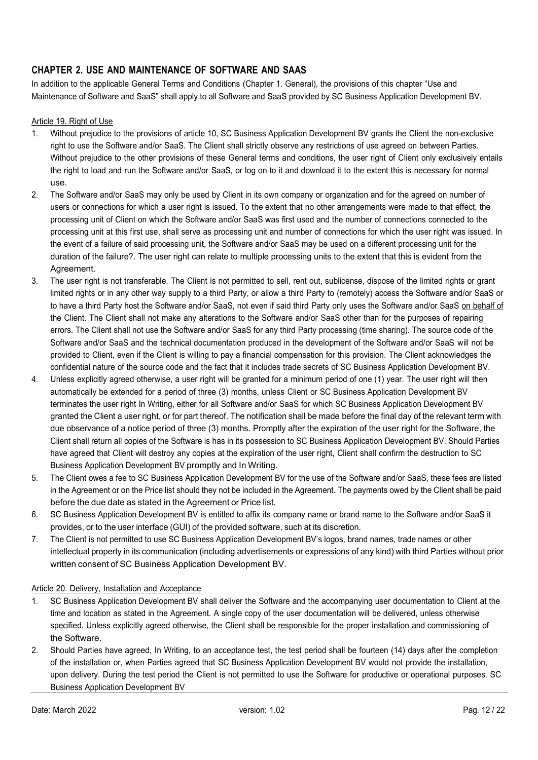## CHAPTER 2. USE AND MAINTENANCE OF SOFTWARE AND SAAS

In addition to the applicable General Terms and Conditions (Chapter 1. General), the provisions of this chapter "Use and Maintenance of Software and SaaS" shall apply to all Software and SaaS provided by SC Business Application Development BV.

### Article 19. Right of Use

1. Without prejudice to the provisions of article 10, SC Business Application Development BV grants the Client the non-exclusive right to use the Software and/or SaaS. The Client shall strictly observe any restrictions of use agreed on between Parties. Without prejudice to the other provisions of these General terms and conditions, the user right of Client only exclusively entails the right to load and run the Software and/or SaaS, or log on to it and download it to the extent this is necessary for normal use.
2. The Software and/or SaaS may only be used by Client in its own company or organization and for the agreed on number of users or connections for which a user right is issued. To the extent that no other arrangements were made to that effect, the processing unit of Client on which the Software and/or SaaS was first used and the number of connections connected to the processing unit at this first use, shall serve as processing unit and number of connections for which the user right was issued. In the event of a failure of said processing unit, the Software and/or SaaS may be used on a different processing unit for the duration of the failure?. The user right can relate to multiple processing units to the extent that this is evident from the Agreement.
3. The user right is not transferable. The Client is not permitted to sell, rent out, sublicense, dispose of the limited rights or grant limited rights or in any other way supply to a third Party, or allow a third Party to (remotely) access the Software and/or SaaS or to have a third Party host the Software and/or SaaS, not even if said third Party only uses the Software and/or SaaS <u>on behalf of</u> the Client. The Client shall not make any alterations to the Software and/or SaaS other than for the purposes of repairing errors. The Client shall not use the Software and/or SaaS for any third Party processing (time sharing). The source code of the Software and/or SaaS and the technical documentation produced in the development of the Software and/or SaaS will not be provided to Client, even if the Client is willing to pay a financial compensation for this provision. The Client acknowledges the confidential nature of the source code and the fact that it includes trade secrets of SC Business Application Development BV.
4. Unless explicitly agreed otherwise, a user right will be granted for a minimum period of one (1) year. The user right will then automatically be extended for a period of three (3) months, unless Client or SC Business Application Development BV terminates the user right In Writing, either for all Software and/or SaaS for which SC Business Application Development BV granted the Client a user right, or for part thereof. The notification shall be made before the final day of the relevant term with due observance of a notice period of three (3) months. Promptly after the expiration of the user right for the Software, the Client shall return all copies of the Software is has in its possession to SC Business Application Development BV. Should Parties have agreed that Client will destroy any copies at the expiration of the user right, Client shall confirm the destruction to SC Business Application Development BV promptly and In Writing.
5. The Client owes a fee to SC Business Application Development BV for the use of the Software and/or SaaS, these fees are listed in the Agreement or on the Price list should they not be included in the Agreement. The payments owed by the Client shall be paid before the due date as stated in the Agreement or Price list.
6. SC Business Application Development BV is entitled to affix its company name or brand name to the Software and/or SaaS it provides, or to the user interface (GUI) of the provided software, such at its discretion.
7. The Client is not permitted to use SC Business Application Development BV's logos, brand names, trade names or other intellectual property in its communication (including advertisements or expressions of any kind) with third Parties without prior written consent of SC Business Application Development BV.

### Article 20. Delivery, Installation and Acceptance

1. SC Business Application Development BV shall deliver the Software and the accompanying user documentation to Client at the time and location as stated in the Agreement. A single copy of the user documentation will be delivered, unless otherwise specified. Unless explicitly agreed otherwise, the Client shall be responsible for the proper installation and commissioning of the Software.
2. Should Parties have agreed, In Writing, to an acceptance test, the test period shall be fourteen (14) days after the completion of the installation or, when Parties agreed that SC Business Application Development BV would not provide the installation, upon delivery. During the test period the Client is not permitted to use the Software for productive or operational purposes. SC Business Application Development BV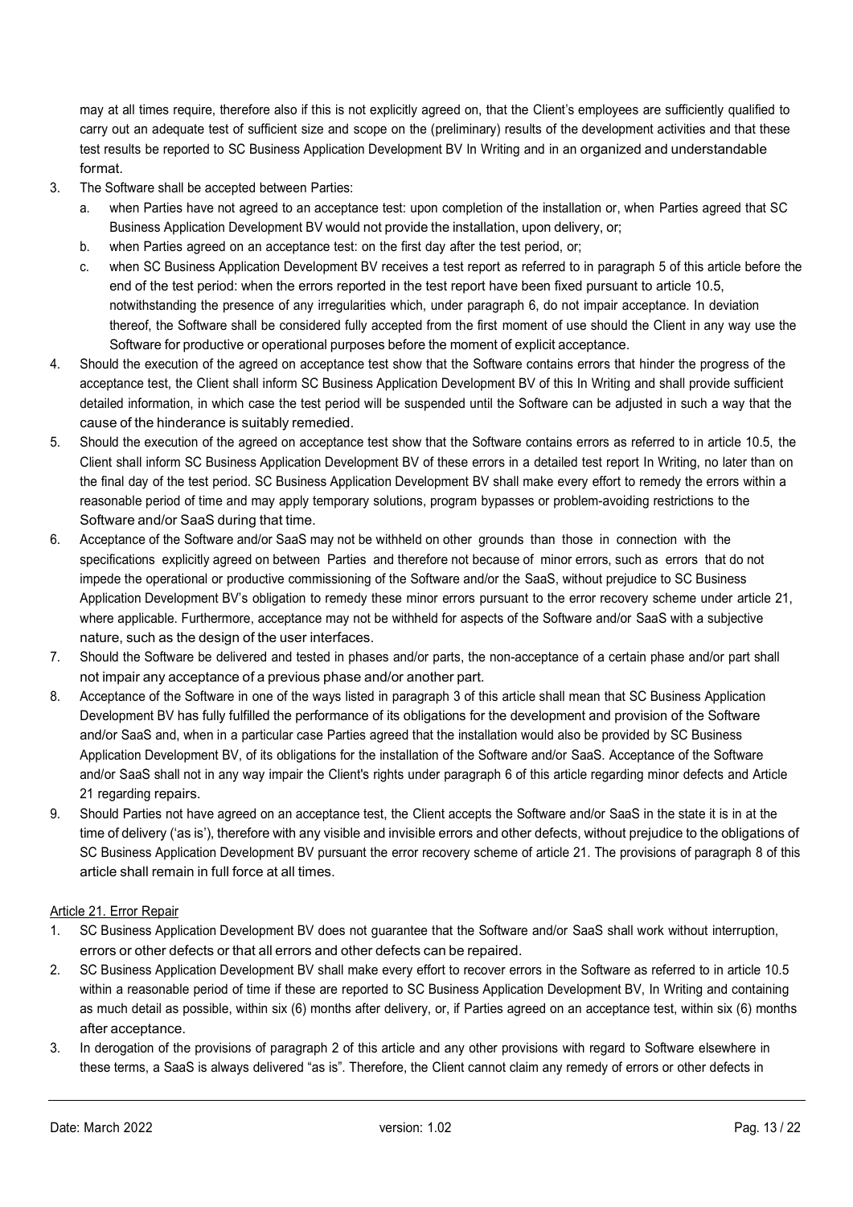may at all times require, therefore also if this is not explicitly agreed on, that the Client's employees are sufficiently qualified to carry out an adequate test of sufficient size and scope on the (preliminary) results of the development activities and that these test results be reported to SC Business Application Development BV In Writing and in an organized and understandable format.

3. The Software shall be accepted between Parties:
   a. when Parties have not agreed to an acceptance test: upon completion of the installation or, when Parties agreed that SC Business Application Development BV would not provide the installation, upon delivery, or;
   b. when Parties agreed on an acceptance test: on the first day after the test period, or;
   c. when SC Business Application Development BV receives a test report as referred to in paragraph 5 of this article before the end of the test period: when the errors reported in the test report have been fixed pursuant to article 10.5, notwithstanding the presence of any irregularities which, under paragraph 6, do not impair acceptance. In deviation thereof, the Software shall be considered fully accepted from the first moment of use should the Client in any way use the Software for productive or operational purposes before the moment of explicit acceptance.
4. Should the execution of the agreed on acceptance test show that the Software contains errors that hinder the progress of the acceptance test, the Client shall inform SC Business Application Development BV of this In Writing and shall provide sufficient detailed information, in which case the test period will be suspended until the Software can be adjusted in such a way that the cause of the hinderance is suitably remedied.
5. Should the execution of the agreed on acceptance test show that the Software contains errors as referred to in article 10.5, the Client shall inform SC Business Application Development BV of these errors in a detailed test report In Writing, no later than on the final day of the test period. SC Business Application Development BV shall make every effort to remedy the errors within a reasonable period of time and may apply temporary solutions, program bypasses or problem-avoiding restrictions to the Software and/or SaaS during that time.
6. Acceptance of the Software and/or SaaS may not be withheld on other grounds than those in connection with the specifications explicitly agreed on between Parties and therefore not because of minor errors, such as errors that do not impede the operational or productive commissioning of the Software and/or the SaaS, without prejudice to SC Business Application Development BV's obligation to remedy these minor errors pursuant to the error recovery scheme under article 21, where applicable. Furthermore, acceptance may not be withheld for aspects of the Software and/or SaaS with a subjective nature, such as the design of the user interfaces.
7. Should the Software be delivered and tested in phases and/or parts, the non-acceptance of a certain phase and/or part shall not impair any acceptance of a previous phase and/or another part.
8. Acceptance of the Software in one of the ways listed in paragraph 3 of this article shall mean that SC Business Application Development BV has fully fulfilled the performance of its obligations for the development and provision of the Software and/or SaaS and, when in a particular case Parties agreed that the installation would also be provided by SC Business Application Development BV, of its obligations for the installation of the Software and/or SaaS. Acceptance of the Software and/or SaaS shall not in any way impair the Client's rights under paragraph 6 of this article regarding minor defects and Article 21 regarding repairs.
9. Should Parties not have agreed on an acceptance test, the Client accepts the Software and/or SaaS in the state it is in at the time of delivery ('as is'), therefore with any visible and invisible errors and other defects, without prejudice to the obligations of SC Business Application Development BV pursuant the error recovery scheme of article 21. The provisions of paragraph 8 of this article shall remain in full force at all times.

Article 21. Error Repair

1. SC Business Application Development BV does not guarantee that the Software and/or SaaS shall work without interruption, errors or other defects or that all errors and other defects can be repaired.
2. SC Business Application Development BV shall make every effort to recover errors in the Software as referred to in article 10.5 within a reasonable period of time if these are reported to SC Business Application Development BV, In Writing and containing as much detail as possible, within six (6) months after delivery, or, if Parties agreed on an acceptance test, within six (6) months after acceptance.
3. In derogation of the provisions of paragraph 2 of this article and any other provisions with regard to Software elsewhere in these terms, a SaaS is always delivered "as is". Therefore, the Client cannot claim any remedy of errors or other defects in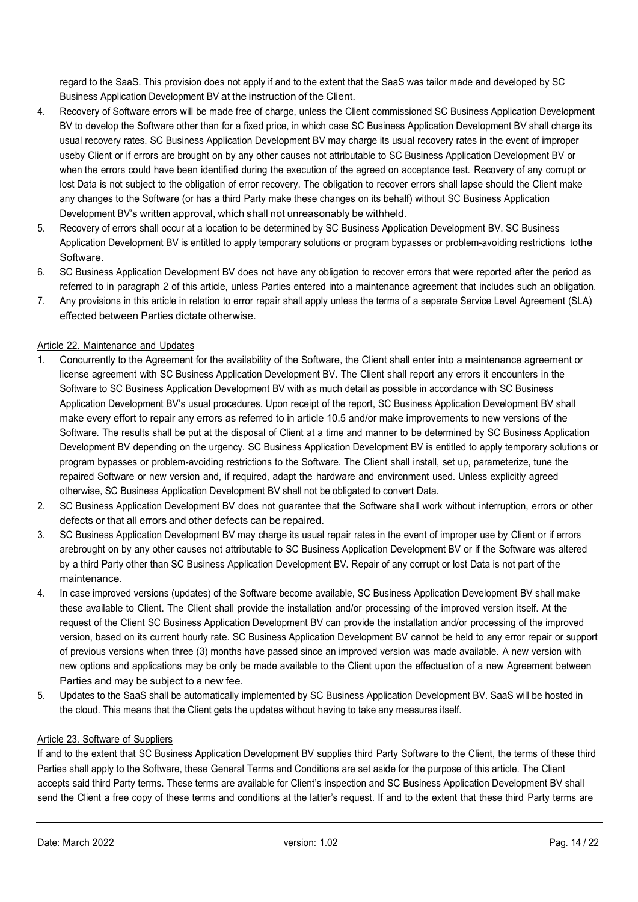regard to the SaaS. This provision does not apply if and to the extent that the SaaS was tailor made and developed by SC Business Application Development BV at the instruction of the Client.

4. Recovery of Software errors will be made free of charge, unless the Client commissioned SC Business Application Development BV to develop the Software other than for a fixed price, in which case SC Business Application Development BV shall charge its usual recovery rates. SC Business Application Development BV may charge its usual recovery rates in the event of improper useby Client or if errors are brought on by any other causes not attributable to SC Business Application Development BV or when the errors could have been identified during the execution of the agreed on acceptance test. Recovery of any corrupt or lost Data is not subject to the obligation of error recovery. The obligation to recover errors shall lapse should the Client make any changes to the Software (or has a third Party make these changes on its behalf) without SC Business Application Development BV's written approval, which shall not unreasonably be withheld.
5. Recovery of errors shall occur at a location to be determined by SC Business Application Development BV. SC Business Application Development BV is entitled to apply temporary solutions or program bypasses or problem-avoiding restrictions tothe Software.
6. SC Business Application Development BV does not have any obligation to recover errors that were reported after the period as referred to in paragraph 2 of this article, unless Parties entered into a maintenance agreement that includes such an obligation.
7. Any provisions in this article in relation to error repair shall apply unless the terms of a separate Service Level Agreement (SLA) effected between Parties dictate otherwise.

Article 22. Maintenance and Updates

1. Concurrently to the Agreement for the availability of the Software, the Client shall enter into a maintenance agreement or license agreement with SC Business Application Development BV. The Client shall report any errors it encounters in the Software to SC Business Application Development BV with as much detail as possible in accordance with SC Business Application Development BV's usual procedures. Upon receipt of the report, SC Business Application Development BV shall make every effort to repair any errors as referred to in article 10.5 and/or make improvements to new versions of the Software. The results shall be put at the disposal of Client at a time and manner to be determined by SC Business Application Development BV depending on the urgency. SC Business Application Development BV is entitled to apply temporary solutions or program bypasses or problem-avoiding restrictions to the Software. The Client shall install, set up, parameterize, tune the repaired Software or new version and, if required, adapt the hardware and environment used. Unless explicitly agreed otherwise, SC Business Application Development BV shall not be obligated to convert Data.
2. SC Business Application Development BV does not guarantee that the Software shall work without interruption, errors or other defects or that all errors and other defects can be repaired.
3. SC Business Application Development BV may charge its usual repair rates in the event of improper use by Client or if errors arebrought on by any other causes not attributable to SC Business Application Development BV or if the Software was altered by a third Party other than SC Business Application Development BV. Repair of any corrupt or lost Data is not part of the maintenance.
4. In case improved versions (updates) of the Software become available, SC Business Application Development BV shall make these available to Client. The Client shall provide the installation and/or processing of the improved version itself. At the request of the Client SC Business Application Development BV can provide the installation and/or processing of the improved version, based on its current hourly rate. SC Business Application Development BV cannot be held to any error repair or support of previous versions when three (3) months have passed since an improved version was made available. A new version with new options and applications may be only be made available to the Client upon the effectuation of a new Agreement between Parties and may be subject to a new fee.
5. Updates to the SaaS shall be automatically implemented by SC Business Application Development BV. SaaS will be hosted in the cloud. This means that the Client gets the updates without having to take any measures itself.

Article 23. Software of Suppliers

If and to the extent that SC Business Application Development BV supplies third Party Software to the Client, the terms of these third Parties shall apply to the Software, these General Terms and Conditions are set aside for the purpose of this article. The Client accepts said third Party terms. These terms are available for Client's inspection and SC Business Application Development BV shall send the Client a free copy of these terms and conditions at the latter's request. If and to the extent that these third Party terms are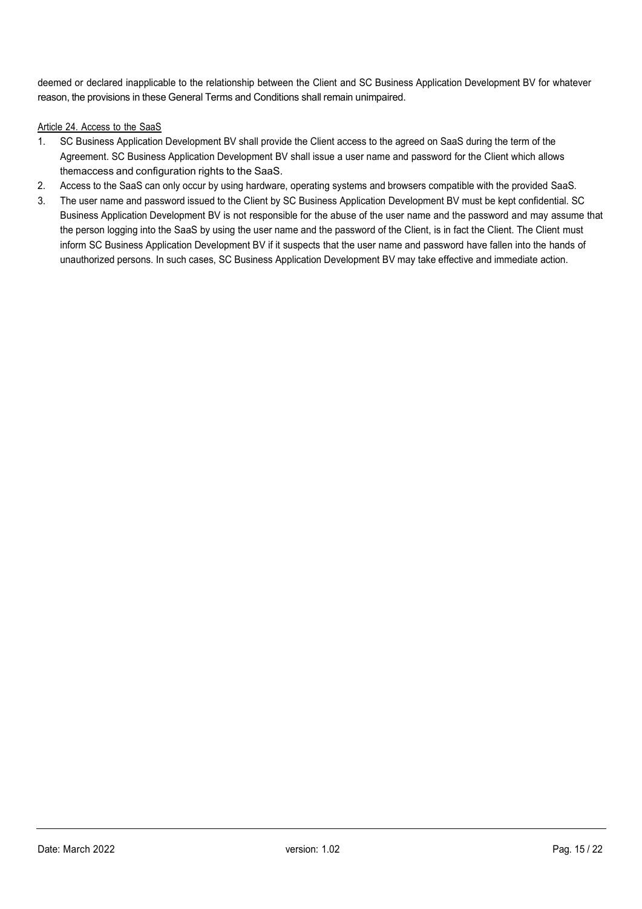deemed or declared inapplicable to the relationship between the Client and SC Business Application Development BV for whatever reason, the provisions in these General Terms and Conditions shall remain unimpaired.

Article 24. Access to the SaaS

1. SC Business Application Development BV shall provide the Client access to the agreed on SaaS during the term of the Agreement. SC Business Application Development BV shall issue a user name and password for the Client which allows themaccess and configuration rights to the SaaS.
2. Access to the SaaS can only occur by using hardware, operating systems and browsers compatible with the provided SaaS.
3. The user name and password issued to the Client by SC Business Application Development BV must be kept confidential. SC Business Application Development BV is not responsible for the abuse of the user name and the password and may assume that the person logging into the SaaS by using the user name and the password of the Client, is in fact the Client. The Client must inform SC Business Application Development BV if it suspects that the user name and password have fallen into the hands of unauthorized persons. In such cases, SC Business Application Development BV may take effective and immediate action.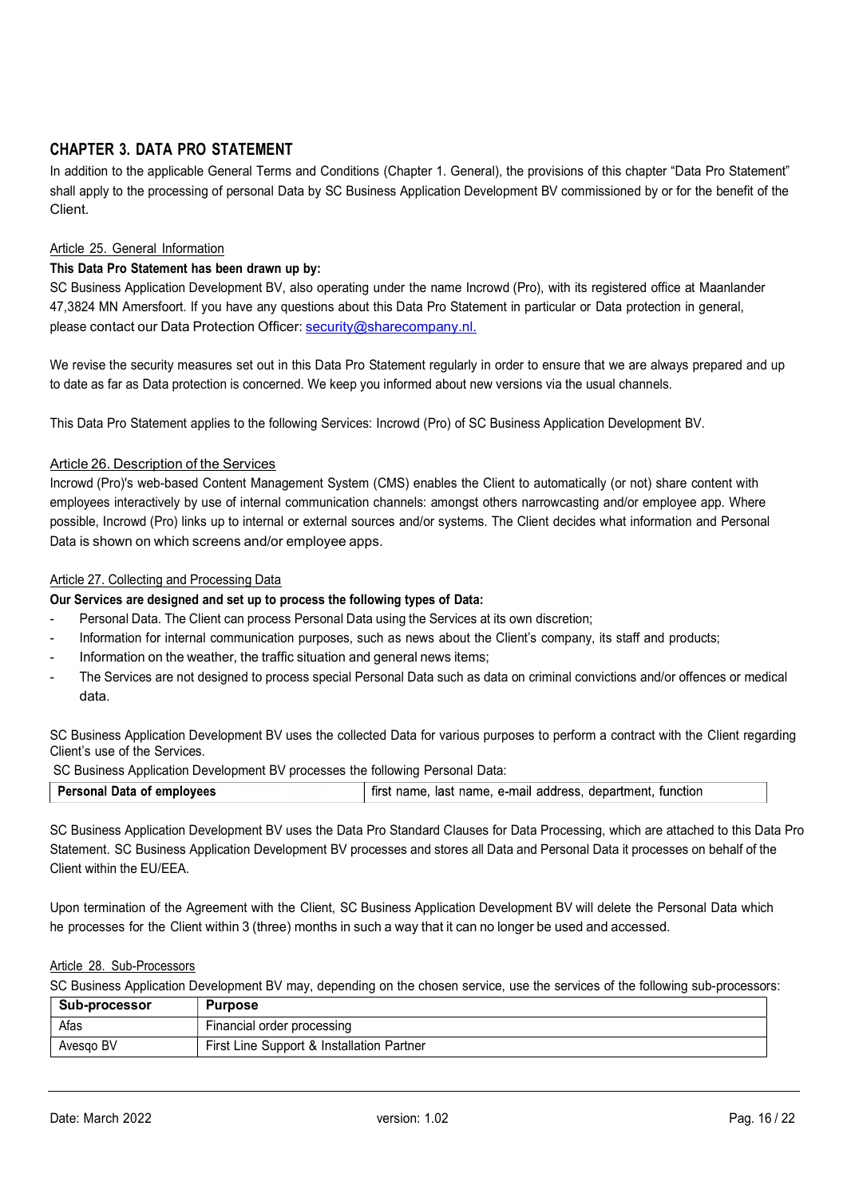## CHAPTER 3. DATA PRO STATEMENT

In addition to the applicable General Terms and Conditions (Chapter 1. General), the provisions of this chapter "Data Pro Statement" shall apply to the processing of personal Data by SC Business Application Development BV commissioned by or for the benefit of the Client.

### Article 25. General Information

**This Data Pro Statement has been drawn up by:**

SC Business Application Development BV, also operating under the name Incrowd (Pro), with its registered office at Maanlander 47,3824 MN Amersfoort. If you have any questions about this Data Pro Statement in particular or Data protection in general, please contact our Data Protection Officer: security@sharecompany.nl.

We revise the security measures set out in this Data Pro Statement regularly in order to ensure that we are always prepared and up to date as far as Data protection is concerned. We keep you informed about new versions via the usual channels.

This Data Pro Statement applies to the following Services: Incrowd (Pro) of SC Business Application Development BV.

### Article 26. Description of the Services

Incrowd (Pro)'s web-based Content Management System (CMS) enables the Client to automatically (or not) share content with employees interactively by use of internal communication channels: amongst others narrowcasting and/or employee app. Where possible, Incrowd (Pro) links up to internal or external sources and/or systems. The Client decides what information and Personal Data is shown on which screens and/or employee apps.

### Article 27. Collecting and Processing Data

**Our Services are designed and set up to process the following types of Data:**

- Personal Data. The Client can process Personal Data using the Services at its own discretion;
- Information for internal communication purposes, such as news about the Client's company, its staff and products;
- Information on the weather, the traffic situation and general news items;
- The Services are not designed to process special Personal Data such as data on criminal convictions and/or offences or medical data.

SC Business Application Development BV uses the collected Data for various purposes to perform a contract with the Client regarding Client's use of the Services.

SC Business Application Development BV processes the following Personal Data:

| Personal Data of employees | first name, last name, e-mail address, department, function |
|---|---|

SC Business Application Development BV uses the Data Pro Standard Clauses for Data Processing, which are attached to this Data Pro Statement. SC Business Application Development BV processes and stores all Data and Personal Data it processes on behalf of the Client within the EU/EEA.

Upon termination of the Agreement with the Client, SC Business Application Development BV will delete the Personal Data which he processes for the Client within 3 (three) months in such a way that it can no longer be used and accessed.

### Article 28. Sub-Processors

SC Business Application Development BV may, depending on the chosen service, use the services of the following sub-processors:

| Sub-processor | Purpose |
|---|---|
| Afas | Financial order processing |
| Avesqo BV | First Line Support & Installation Partner |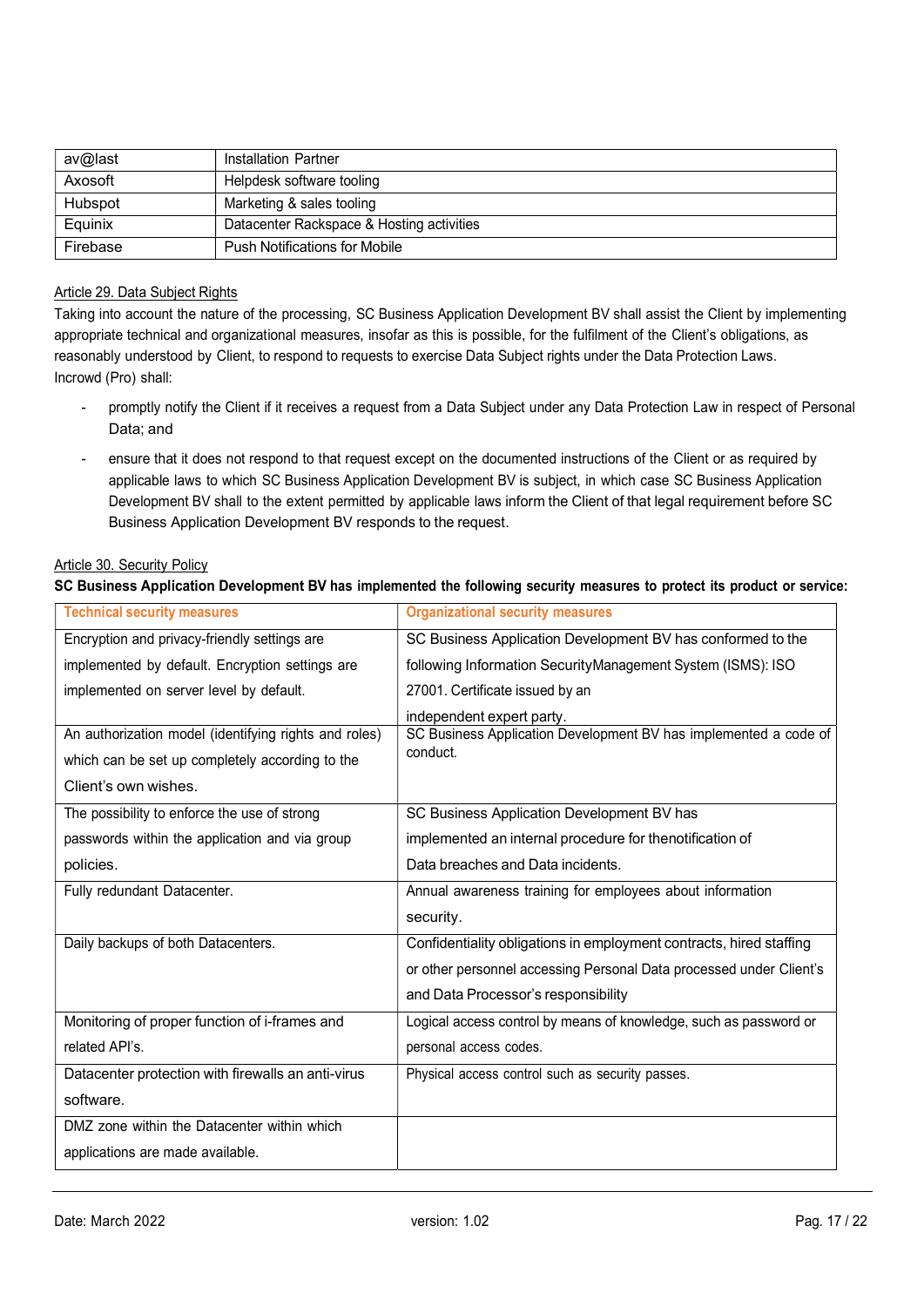| av@last | Installation Partner |
|---|---|
| Axosoft | Helpdesk software tooling |
| Hubspot | Marketing & sales tooling |
| Equinix | Datacenter Rackspace & Hosting activities |
| Firebase | Push Notifications for Mobile |

Article 29. Data Subject Rights

Taking into account the nature of the processing, SC Business Application Development BV shall assist the Client by implementing appropriate technical and organizational measures, insofar as this is possible, for the fulfilment of the Client's obligations, as reasonably understood by Client, to respond to requests to exercise Data Subject rights under the Data Protection Laws.

Incrowd (Pro) shall:

- promptly notify the Client if it receives a request from a Data Subject under any Data Protection Law in respect of Personal Data; and
- ensure that it does not respond to that request except on the documented instructions of the Client or as required by applicable laws to which SC Business Application Development BV is subject, in which case SC Business Application Development BV shall to the extent permitted by applicable laws inform the Client of that legal requirement before SC Business Application Development BV responds to the request.

Article 30. Security Policy

**SC Business Application Development BV has implemented the following security measures to protect its product or service:**

| Technical security measures | Organizational security measures |
|---|---|
| Encryption and privacy-friendly settings are implemented by default. Encryption settings are implemented on server level by default. | SC Business Application Development BV has conformed to the following Information SecurityManagement System (ISMS): ISO 27001. Certificate issued by an independent expert party. |
| An authorization model (identifying rights and roles) which can be set up completely according to the Client's own wishes. | SC Business Application Development BV has implemented a code of conduct. |
| The possibility to enforce the use of strong passwords within the application and via group policies. | SC Business Application Development BV has implemented an internal procedure for thenotification of Data breaches and Data incidents. |
| Fully redundant Datacenter. | Annual awareness training for employees about information security. |
| Daily backups of both Datacenters. | Confidentiality obligations in employment contracts, hired staffing or other personnel accessing Personal Data processed under Client's and Data Processor's responsibility |
| Monitoring of proper function of i-frames and related API's. | Logical access control by means of knowledge, such as password or personal access codes. |
| Datacenter protection with firewalls an anti-virus software. | Physical access control such as security passes. |
| DMZ zone within the Datacenter within which applications are made available. | |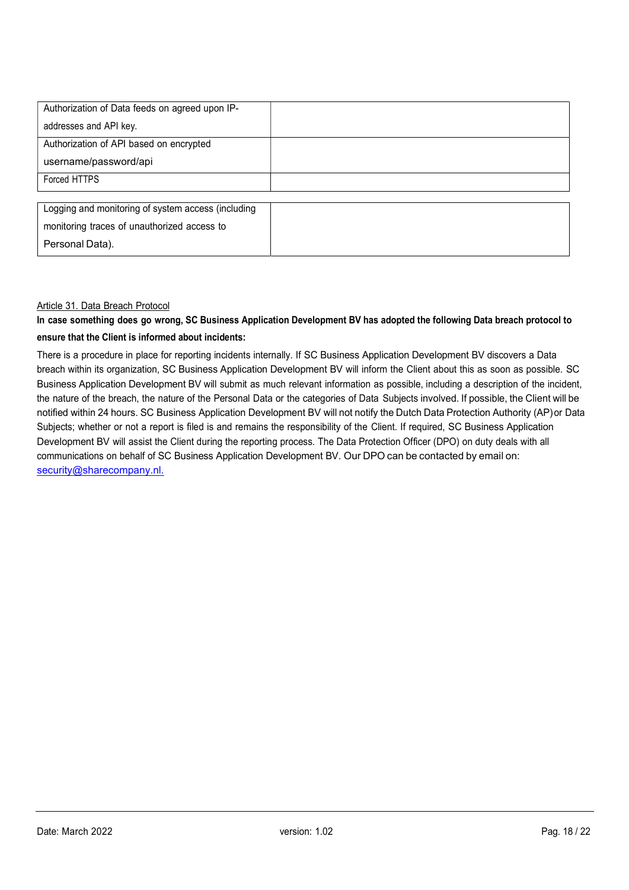| | |
|---|---|
| Authorization of Data feeds on agreed upon IP-addresses and API key. | |
| Authorization of API based on encrypted username/password/api | |
| Forced HTTPS | |
| Logging and monitoring of system access (including monitoring traces of unauthorized access to Personal Data). | |

Article 31. Data Breach Protocol

**In case something does go wrong, SC Business Application Development BV has adopted the following Data breach protocol to ensure that the Client is informed about incidents:**

There is a procedure in place for reporting incidents internally. If SC Business Application Development BV discovers a Data breach within its organization, SC Business Application Development BV will inform the Client about this as soon as possible. SC Business Application Development BV will submit as much relevant information as possible, including a description of the incident, the nature of the breach, the nature of the Personal Data or the categories of Data Subjects involved. If possible, the Client will be notified within 24 hours. SC Business Application Development BV will not notify the Dutch Data Protection Authority (AP) or Data Subjects; whether or not a report is filed is and remains the responsibility of the Client. If required, SC Business Application Development BV will assist the Client during the reporting process. The Data Protection Officer (DPO) on duty deals with all communications on behalf of SC Business Application Development BV. Our DPO can be contacted by email on: security@sharecompany.nl.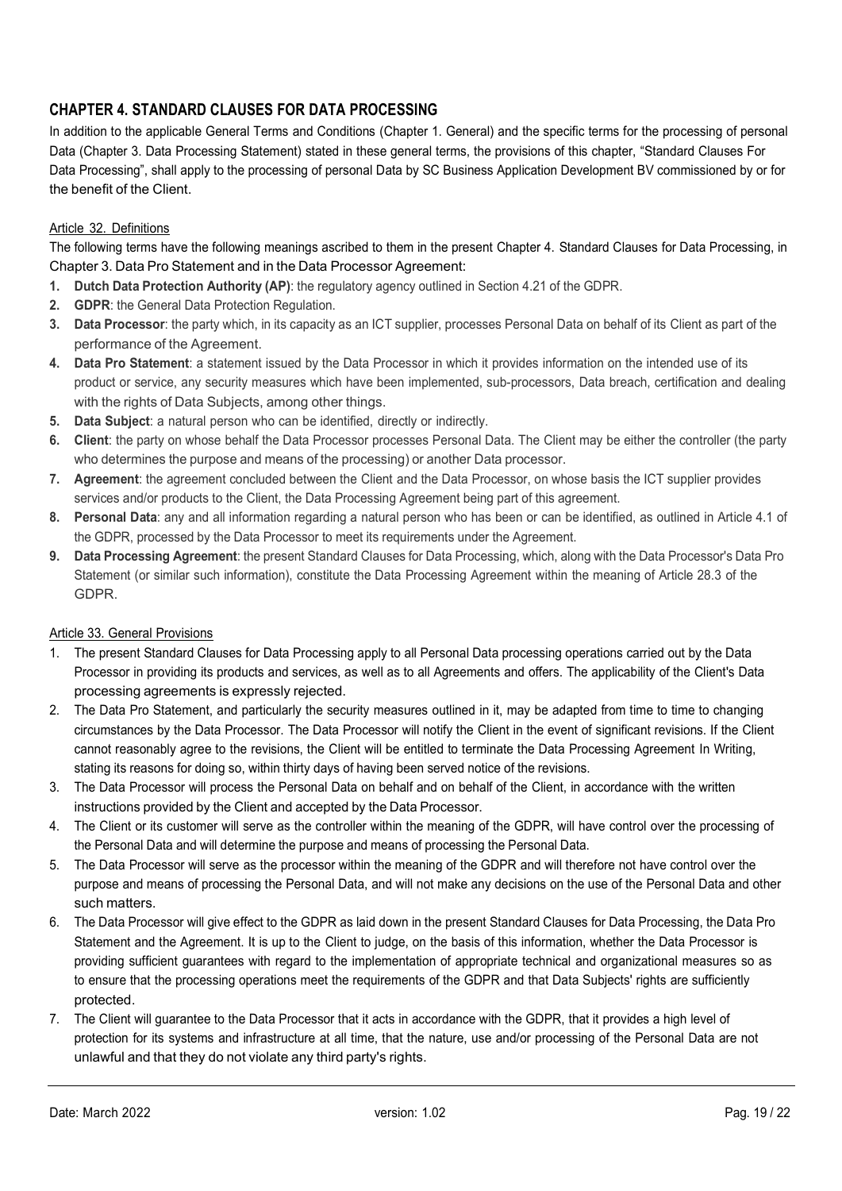## CHAPTER 4. STANDARD CLAUSES FOR DATA PROCESSING

In addition to the applicable General Terms and Conditions (Chapter 1. General) and the specific terms for the processing of personal Data (Chapter 3. Data Processing Statement) stated in these general terms, the provisions of this chapter, "Standard Clauses For Data Processing", shall apply to the processing of personal Data by SC Business Application Development BV commissioned by or for the benefit of the Client.

### Article 32. Definitions

The following terms have the following meanings ascribed to them in the present Chapter 4. Standard Clauses for Data Processing, in Chapter 3. Data Pro Statement and in the Data Processor Agreement:

1. **Dutch Data Protection Authority (AP)**: the regulatory agency outlined in Section 4.21 of the GDPR.
2. **GDPR**: the General Data Protection Regulation.
3. **Data Processor**: the party which, in its capacity as an ICT supplier, processes Personal Data on behalf of its Client as part of the performance of the Agreement.
4. **Data Pro Statement**: a statement issued by the Data Processor in which it provides information on the intended use of its product or service, any security measures which have been implemented, sub-processors, Data breach, certification and dealing with the rights of Data Subjects, among other things.
5. **Data Subject**: a natural person who can be identified, directly or indirectly.
6. **Client**: the party on whose behalf the Data Processor processes Personal Data. The Client may be either the controller (the party who determines the purpose and means of the processing) or another Data processor.
7. **Agreement**: the agreement concluded between the Client and the Data Processor, on whose basis the ICT supplier provides services and/or products to the Client, the Data Processing Agreement being part of this agreement.
8. **Personal Data**: any and all information regarding a natural person who has been or can be identified, as outlined in Article 4.1 of the GDPR, processed by the Data Processor to meet its requirements under the Agreement.
9. **Data Processing Agreement**: the present Standard Clauses for Data Processing, which, along with the Data Processor's Data Pro Statement (or similar such information), constitute the Data Processing Agreement within the meaning of Article 28.3 of the GDPR.

### Article 33. General Provisions

1. The present Standard Clauses for Data Processing apply to all Personal Data processing operations carried out by the Data Processor in providing its products and services, as well as to all Agreements and offers. The applicability of the Client's Data processing agreements is expressly rejected.
2. The Data Pro Statement, and particularly the security measures outlined in it, may be adapted from time to time to changing circumstances by the Data Processor. The Data Processor will notify the Client in the event of significant revisions. If the Client cannot reasonably agree to the revisions, the Client will be entitled to terminate the Data Processing Agreement In Writing, stating its reasons for doing so, within thirty days of having been served notice of the revisions.
3. The Data Processor will process the Personal Data on behalf and on behalf of the Client, in accordance with the written instructions provided by the Client and accepted by the Data Processor.
4. The Client or its customer will serve as the controller within the meaning of the GDPR, will have control over the processing of the Personal Data and will determine the purpose and means of processing the Personal Data.
5. The Data Processor will serve as the processor within the meaning of the GDPR and will therefore not have control over the purpose and means of processing the Personal Data, and will not make any decisions on the use of the Personal Data and other such matters.
6. The Data Processor will give effect to the GDPR as laid down in the present Standard Clauses for Data Processing, the Data Pro Statement and the Agreement. It is up to the Client to judge, on the basis of this information, whether the Data Processor is providing sufficient guarantees with regard to the implementation of appropriate technical and organizational measures so as to ensure that the processing operations meet the requirements of the GDPR and that Data Subjects' rights are sufficiently protected.
7. The Client will guarantee to the Data Processor that it acts in accordance with the GDPR, that it provides a high level of protection for its systems and infrastructure at all time, that the nature, use and/or processing of the Personal Data are not unlawful and that they do not violate any third party's rights.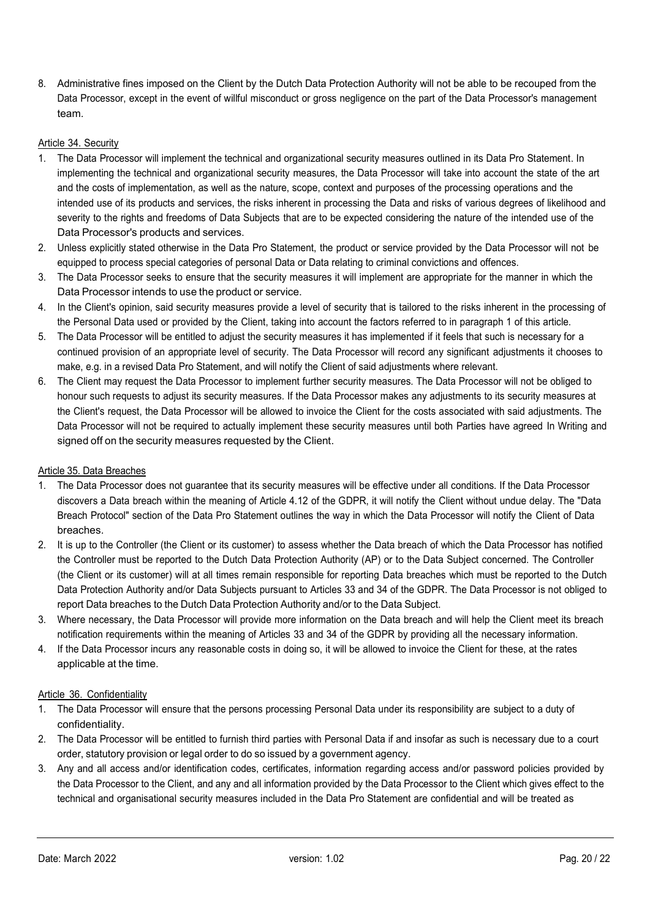8. Administrative fines imposed on the Client by the Dutch Data Protection Authority will not be able to be recouped from the Data Processor, except in the event of willful misconduct or gross negligence on the part of the Data Processor's management team.

Article 34. Security

1. The Data Processor will implement the technical and organizational security measures outlined in its Data Pro Statement. In implementing the technical and organizational security measures, the Data Processor will take into account the state of the art and the costs of implementation, as well as the nature, scope, context and purposes of the processing operations and the intended use of its products and services, the risks inherent in processing the Data and risks of various degrees of likelihood and severity to the rights and freedoms of Data Subjects that are to be expected considering the nature of the intended use of the Data Processor's products and services.
2. Unless explicitly stated otherwise in the Data Pro Statement, the product or service provided by the Data Processor will not be equipped to process special categories of personal Data or Data relating to criminal convictions and offences.
3. The Data Processor seeks to ensure that the security measures it will implement are appropriate for the manner in which the Data Processor intends to use the product or service.
4. In the Client's opinion, said security measures provide a level of security that is tailored to the risks inherent in the processing of the Personal Data used or provided by the Client, taking into account the factors referred to in paragraph 1 of this article.
5. The Data Processor will be entitled to adjust the security measures it has implemented if it feels that such is necessary for a continued provision of an appropriate level of security. The Data Processor will record any significant adjustments it chooses to make, e.g. in a revised Data Pro Statement, and will notify the Client of said adjustments where relevant.
6. The Client may request the Data Processor to implement further security measures. The Data Processor will not be obliged to honour such requests to adjust its security measures. If the Data Processor makes any adjustments to its security measures at the Client's request, the Data Processor will be allowed to invoice the Client for the costs associated with said adjustments. The Data Processor will not be required to actually implement these security measures until both Parties have agreed In Writing and signed off on the security measures requested by the Client.

Article 35. Data Breaches

1. The Data Processor does not guarantee that its security measures will be effective under all conditions. If the Data Processor discovers a Data breach within the meaning of Article 4.12 of the GDPR, it will notify the Client without undue delay. The "Data Breach Protocol" section of the Data Pro Statement outlines the way in which the Data Processor will notify the Client of Data breaches.
2. It is up to the Controller (the Client or its customer) to assess whether the Data breach of which the Data Processor has notified the Controller must be reported to the Dutch Data Protection Authority (AP) or to the Data Subject concerned. The Controller (the Client or its customer) will at all times remain responsible for reporting Data breaches which must be reported to the Dutch Data Protection Authority and/or Data Subjects pursuant to Articles 33 and 34 of the GDPR. The Data Processor is not obliged to report Data breaches to the Dutch Data Protection Authority and/or to the Data Subject.
3. Where necessary, the Data Processor will provide more information on the Data breach and will help the Client meet its breach notification requirements within the meaning of Articles 33 and 34 of the GDPR by providing all the necessary information.
4. If the Data Processor incurs any reasonable costs in doing so, it will be allowed to invoice the Client for these, at the rates applicable at the time.

Article 36. Confidentiality

1. The Data Processor will ensure that the persons processing Personal Data under its responsibility are subject to a duty of confidentiality.
2. The Data Processor will be entitled to furnish third parties with Personal Data if and insofar as such is necessary due to a court order, statutory provision or legal order to do so issued by a government agency.
3. Any and all access and/or identification codes, certificates, information regarding access and/or password policies provided by the Data Processor to the Client, and any and all information provided by the Data Processor to the Client which gives effect to the technical and organisational security measures included in the Data Pro Statement are confidential and will be treated as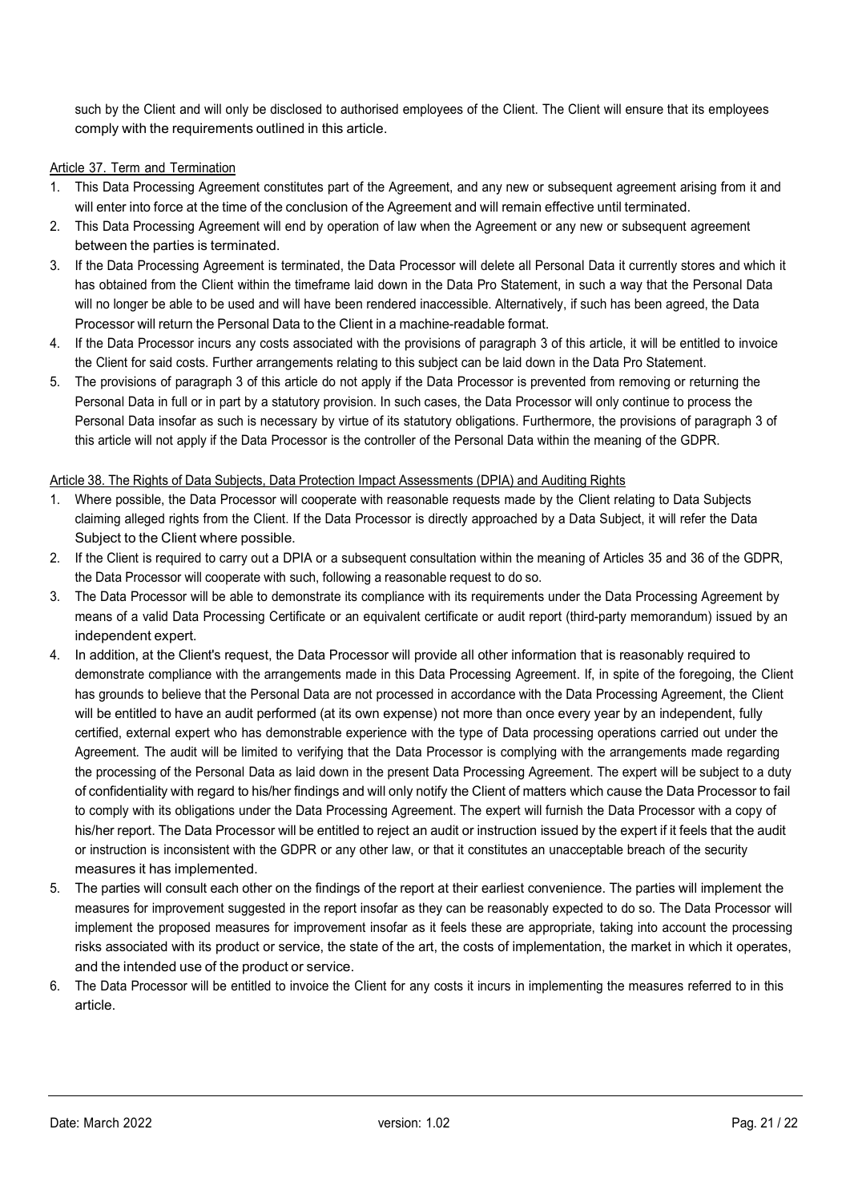such by the Client and will only be disclosed to authorised employees of the Client. The Client will ensure that its employees comply with the requirements outlined in this article.

Article 37. Term and Termination

1. This Data Processing Agreement constitutes part of the Agreement, and any new or subsequent agreement arising from it and will enter into force at the time of the conclusion of the Agreement and will remain effective until terminated.
2. This Data Processing Agreement will end by operation of law when the Agreement or any new or subsequent agreement between the parties is terminated.
3. If the Data Processing Agreement is terminated, the Data Processor will delete all Personal Data it currently stores and which it has obtained from the Client within the timeframe laid down in the Data Pro Statement, in such a way that the Personal Data will no longer be able to be used and will have been rendered inaccessible. Alternatively, if such has been agreed, the Data Processor will return the Personal Data to the Client in a machine-readable format.
4. If the Data Processor incurs any costs associated with the provisions of paragraph 3 of this article, it will be entitled to invoice the Client for said costs. Further arrangements relating to this subject can be laid down in the Data Pro Statement.
5. The provisions of paragraph 3 of this article do not apply if the Data Processor is prevented from removing or returning the Personal Data in full or in part by a statutory provision. In such cases, the Data Processor will only continue to process the Personal Data insofar as such is necessary by virtue of its statutory obligations. Furthermore, the provisions of paragraph 3 of this article will not apply if the Data Processor is the controller of the Personal Data within the meaning of the GDPR.

Article 38. The Rights of Data Subjects, Data Protection Impact Assessments (DPIA) and Auditing Rights

1. Where possible, the Data Processor will cooperate with reasonable requests made by the Client relating to Data Subjects claiming alleged rights from the Client. If the Data Processor is directly approached by a Data Subject, it will refer the Data Subject to the Client where possible.
2. If the Client is required to carry out a DPIA or a subsequent consultation within the meaning of Articles 35 and 36 of the GDPR, the Data Processor will cooperate with such, following a reasonable request to do so.
3. The Data Processor will be able to demonstrate its compliance with its requirements under the Data Processing Agreement by means of a valid Data Processing Certificate or an equivalent certificate or audit report (third-party memorandum) issued by an independent expert.
4. In addition, at the Client's request, the Data Processor will provide all other information that is reasonably required to demonstrate compliance with the arrangements made in this Data Processing Agreement. If, in spite of the foregoing, the Client has grounds to believe that the Personal Data are not processed in accordance with the Data Processing Agreement, the Client will be entitled to have an audit performed (at its own expense) not more than once every year by an independent, fully certified, external expert who has demonstrable experience with the type of Data processing operations carried out under the Agreement. The audit will be limited to verifying that the Data Processor is complying with the arrangements made regarding the processing of the Personal Data as laid down in the present Data Processing Agreement. The expert will be subject to a duty of confidentiality with regard to his/her findings and will only notify the Client of matters which cause the Data Processor to fail to comply with its obligations under the Data Processing Agreement. The expert will furnish the Data Processor with a copy of his/her report. The Data Processor will be entitled to reject an audit or instruction issued by the expert if it feels that the audit or instruction is inconsistent with the GDPR or any other law, or that it constitutes an unacceptable breach of the security measures it has implemented.
5. The parties will consult each other on the findings of the report at their earliest convenience. The parties will implement the measures for improvement suggested in the report insofar as they can be reasonably expected to do so. The Data Processor will implement the proposed measures for improvement insofar as it feels these are appropriate, taking into account the processing risks associated with its product or service, the state of the art, the costs of implementation, the market in which it operates, and the intended use of the product or service.
6. The Data Processor will be entitled to invoice the Client for any costs it incurs in implementing the measures referred to in this article.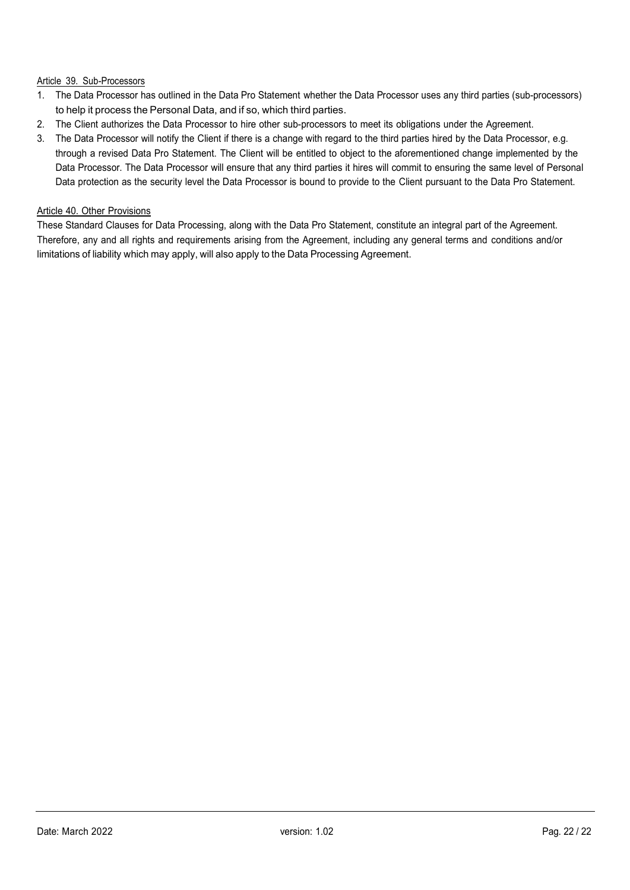Article 39. Sub-Processors

1. The Data Processor has outlined in the Data Pro Statement whether the Data Processor uses any third parties (sub-processors) to help it process the Personal Data, and if so, which third parties.
2. The Client authorizes the Data Processor to hire other sub-processors to meet its obligations under the Agreement.
3. The Data Processor will notify the Client if there is a change with regard to the third parties hired by the Data Processor, e.g. through a revised Data Pro Statement. The Client will be entitled to object to the aforementioned change implemented by the Data Processor. The Data Processor will ensure that any third parties it hires will commit to ensuring the same level of Personal Data protection as the security level the Data Processor is bound to provide to the Client pursuant to the Data Pro Statement.

Article 40. Other Provisions

These Standard Clauses for Data Processing, along with the Data Pro Statement, constitute an integral part of the Agreement. Therefore, any and all rights and requirements arising from the Agreement, including any general terms and conditions and/or limitations of liability which may apply, will also apply to the Data Processing Agreement.